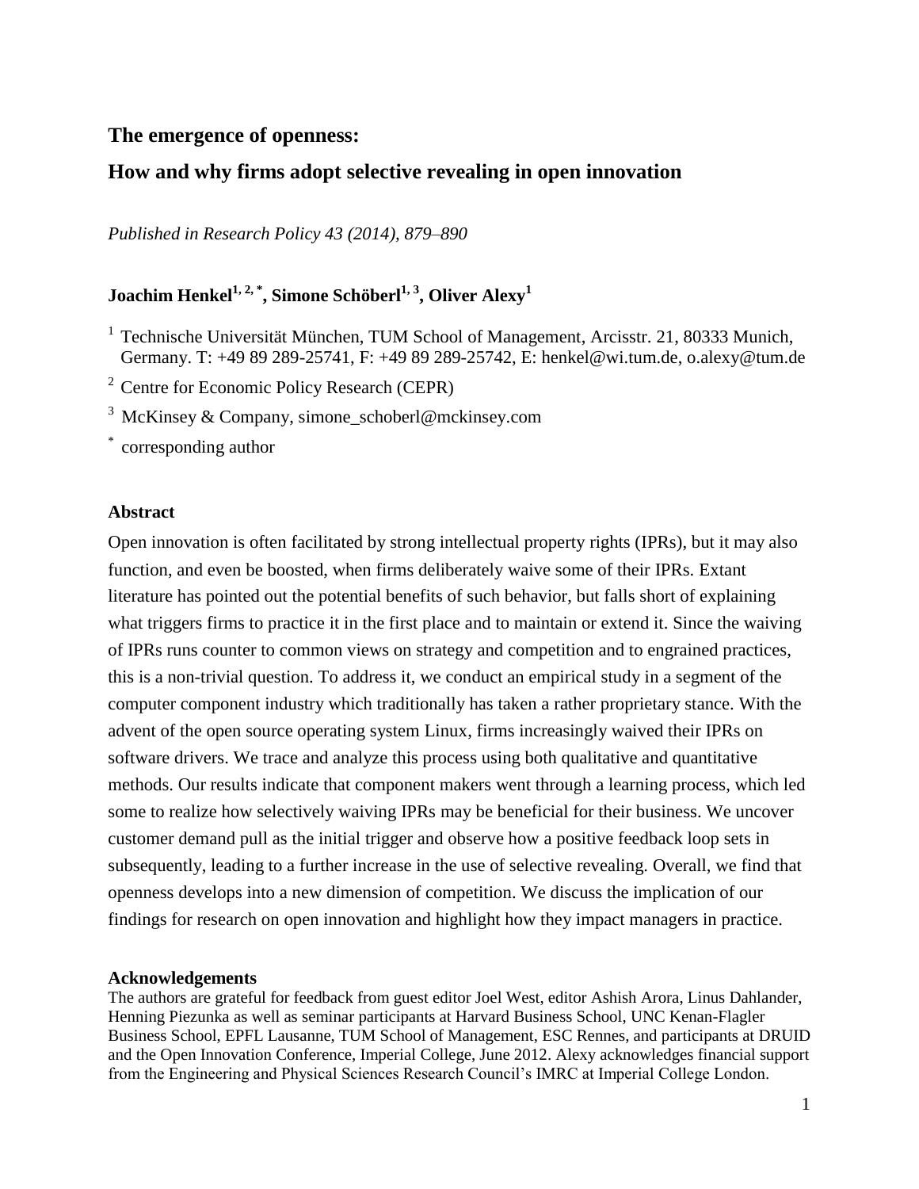# The emergence of openness:

# How and why firms adopt selective revealing in open innovation

*Published in Research Policy 43 (2014), 879–890*

**Joachim Henkel[1, 2, *], Simone Schöberl[1, 3], Oliver Alexy[1]**

[1] Technische Universität München, TUM School of Management, Arcisstr. 21, 80333 Munich, Germany. T: +49 89 289-25741, F: +49 89 289-25742, E: henkel@wi.tum.de, o.alexy@tum.de

[2] Centre for Economic Policy Research (CEPR)

[3] McKinsey & Company, simone_schoberl@mckinsey.com

[*] corresponding author

## Abstract

Open innovation is often facilitated by strong intellectual property rights (IPRs), but it may also function, and even be boosted, when firms deliberately waive some of their IPRs. Extant literature has pointed out the potential benefits of such behavior, but falls short of explaining what triggers firms to practice it in the first place and to maintain or extend it. Since the waiving of IPRs runs counter to common views on strategy and competition and to engrained practices, this is a non-trivial question. To address it, we conduct an empirical study in a segment of the computer component industry which traditionally has taken a rather proprietary stance. With the advent of the open source operating system Linux, firms increasingly waived their IPRs on software drivers. We trace and analyze this process using both qualitative and quantitative methods. Our results indicate that component makers went through a learning process, which led some to realize how selectively waiving IPRs may be beneficial for their business. We uncover customer demand pull as the initial trigger and observe how a positive feedback loop sets in subsequently, leading to a further increase in the use of selective revealing. Overall, we find that openness develops into a new dimension of competition. We discuss the implication of our findings for research on open innovation and highlight how they impact managers in practice.

### Acknowledgements

The authors are grateful for feedback from guest editor Joel West, editor Ashish Arora, Linus Dahlander, Henning Piezunka as well as seminar participants at Harvard Business School, UNC Kenan-Flagler Business School, EPFL Lausanne, TUM School of Management, ESC Rennes, and participants at DRUID and the Open Innovation Conference, Imperial College, June 2012. Alexy acknowledges financial support from the Engineering and Physical Sciences Research Council's IMRC at Imperial College London.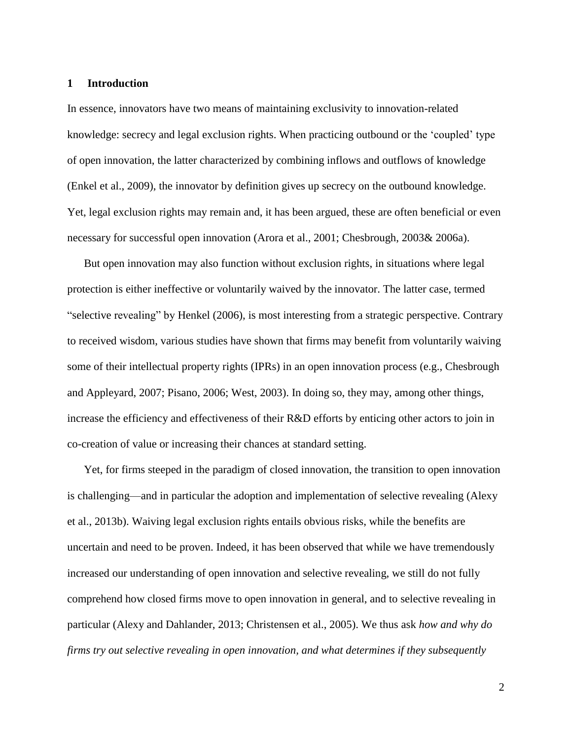# 1 Introduction

In essence, innovators have two means of maintaining exclusivity to innovation-related knowledge: secrecy and legal exclusion rights. When practicing outbound or the 'coupled' type of open innovation, the latter characterized by combining inflows and outflows of knowledge (Enkel et al., 2009), the innovator by definition gives up secrecy on the outbound knowledge. Yet, legal exclusion rights may remain and, it has been argued, these are often beneficial or even necessary for successful open innovation (Arora et al., 2001; Chesbrough, 2003& 2006a).

But open innovation may also function without exclusion rights, in situations where legal protection is either ineffective or voluntarily waived by the innovator. The latter case, termed "selective revealing" by Henkel (2006), is most interesting from a strategic perspective. Contrary to received wisdom, various studies have shown that firms may benefit from voluntarily waiving some of their intellectual property rights (IPRs) in an open innovation process (e.g., Chesbrough and Appleyard, 2007; Pisano, 2006; West, 2003). In doing so, they may, among other things, increase the efficiency and effectiveness of their R&D efforts by enticing other actors to join in co-creation of value or increasing their chances at standard setting.

Yet, for firms steeped in the paradigm of closed innovation, the transition to open innovation is challenging—and in particular the adoption and implementation of selective revealing (Alexy et al., 2013b). Waiving legal exclusion rights entails obvious risks, while the benefits are uncertain and need to be proven. Indeed, it has been observed that while we have tremendously increased our understanding of open innovation and selective revealing, we still do not fully comprehend how closed firms move to open innovation in general, and to selective revealing in particular (Alexy and Dahlander, 2013; Christensen et al., 2005). We thus ask *how and why do firms try out selective revealing in open innovation, and what determines if they subsequently*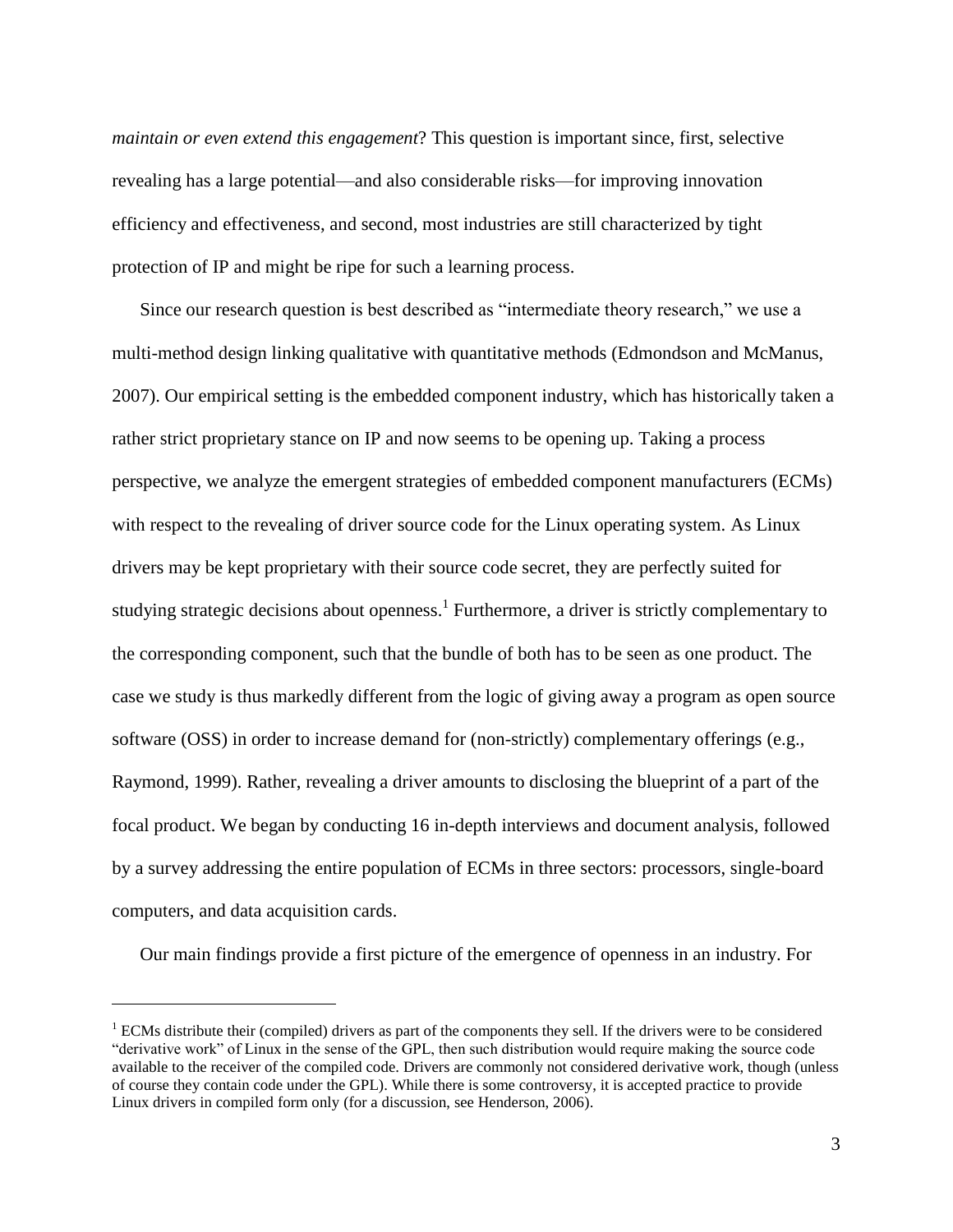*maintain or even extend this engagement*? This question is important since, first, selective revealing has a large potential—and also considerable risks—for improving innovation efficiency and effectiveness, and second, most industries are still characterized by tight protection of IP and might be ripe for such a learning process.

Since our research question is best described as "intermediate theory research," we use a multi-method design linking qualitative with quantitative methods (Edmondson and McManus, 2007). Our empirical setting is the embedded component industry, which has historically taken a rather strict proprietary stance on IP and now seems to be opening up. Taking a process perspective, we analyze the emergent strategies of embedded component manufacturers (ECMs) with respect to the revealing of driver source code for the Linux operating system. As Linux drivers may be kept proprietary with their source code secret, they are perfectly suited for studying strategic decisions about openness.[1] Furthermore, a driver is strictly complementary to the corresponding component, such that the bundle of both has to be seen as one product. The case we study is thus markedly different from the logic of giving away a program as open source software (OSS) in order to increase demand for (non-strictly) complementary offerings (e.g., Raymond, 1999). Rather, revealing a driver amounts to disclosing the blueprint of a part of the focal product. We began by conducting 16 in-depth interviews and document analysis, followed by a survey addressing the entire population of ECMs in three sectors: processors, single-board computers, and data acquisition cards.

Our main findings provide a first picture of the emergence of openness in an industry. For

---

[1] ECMs distribute their (compiled) drivers as part of the components they sell. If the drivers were to be considered "derivative work" of Linux in the sense of the GPL, then such distribution would require making the source code available to the receiver of the compiled code. Drivers are commonly not considered derivative work, though (unless of course they contain code under the GPL). While there is some controversy, it is accepted practice to provide Linux drivers in compiled form only (for a discussion, see Henderson, 2006).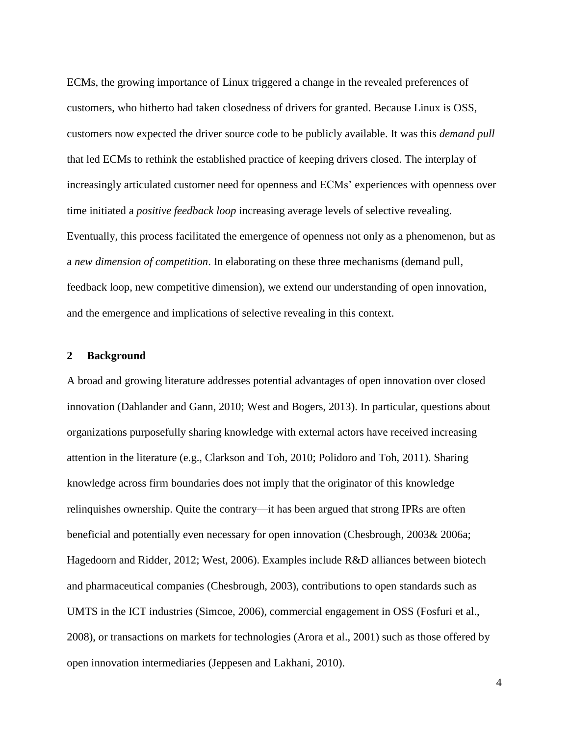ECMs, the growing importance of Linux triggered a change in the revealed preferences of customers, who hitherto had taken closedness of drivers for granted. Because Linux is OSS, customers now expected the driver source code to be publicly available. It was this *demand pull* that led ECMs to rethink the established practice of keeping drivers closed. The interplay of increasingly articulated customer need for openness and ECMs' experiences with openness over time initiated a *positive feedback loop* increasing average levels of selective revealing. Eventually, this process facilitated the emergence of openness not only as a phenomenon, but as a *new dimension of competition*. In elaborating on these three mechanisms (demand pull, feedback loop, new competitive dimension), we extend our understanding of open innovation, and the emergence and implications of selective revealing in this context.

## 2 Background

A broad and growing literature addresses potential advantages of open innovation over closed innovation (Dahlander and Gann, 2010; West and Bogers, 2013). In particular, questions about organizations purposefully sharing knowledge with external actors have received increasing attention in the literature (e.g., Clarkson and Toh, 2010; Polidoro and Toh, 2011). Sharing knowledge across firm boundaries does not imply that the originator of this knowledge relinquishes ownership. Quite the contrary—it has been argued that strong IPRs are often beneficial and potentially even necessary for open innovation (Chesbrough, 2003& 2006a; Hagedoorn and Ridder, 2012; West, 2006). Examples include R&D alliances between biotech and pharmaceutical companies (Chesbrough, 2003), contributions to open standards such as UMTS in the ICT industries (Simcoe, 2006), commercial engagement in OSS (Fosfuri et al., 2008), or transactions on markets for technologies (Arora et al., 2001) such as those offered by open innovation intermediaries (Jeppesen and Lakhani, 2010).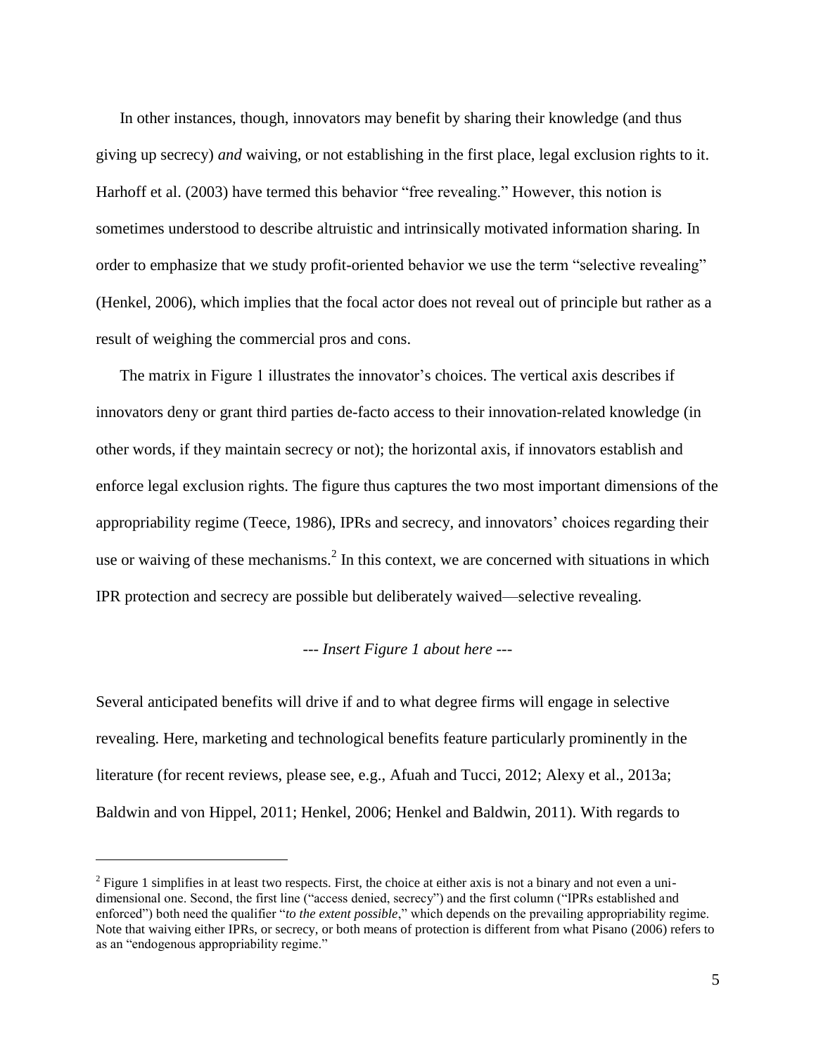In other instances, though, innovators may benefit by sharing their knowledge (and thus giving up secrecy) *and* waiving, or not establishing in the first place, legal exclusion rights to it. Harhoff et al. (2003) have termed this behavior "free revealing." However, this notion is sometimes understood to describe altruistic and intrinsically motivated information sharing. In order to emphasize that we study profit-oriented behavior we use the term "selective revealing" (Henkel, 2006), which implies that the focal actor does not reveal out of principle but rather as a result of weighing the commercial pros and cons.

The matrix in Figure 1 illustrates the innovator's choices. The vertical axis describes if innovators deny or grant third parties de-facto access to their innovation-related knowledge (in other words, if they maintain secrecy or not); the horizontal axis, if innovators establish and enforce legal exclusion rights. The figure thus captures the two most important dimensions of the appropriability regime (Teece, 1986), IPRs and secrecy, and innovators' choices regarding their use or waiving of these mechanisms.[2] In this context, we are concerned with situations in which IPR protection and secrecy are possible but deliberately waived—selective revealing.

*--- Insert Figure 1 about here ---*

Several anticipated benefits will drive if and to what degree firms will engage in selective revealing. Here, marketing and technological benefits feature particularly prominently in the literature (for recent reviews, please see, e.g., Afuah and Tucci, 2012; Alexy et al., 2013a; Baldwin and von Hippel, 2011; Henkel, 2006; Henkel and Baldwin, 2011). With regards to

[2] Figure 1 simplifies in at least two respects. First, the choice at either axis is not a binary and not even a uni-dimensional one. Second, the first line ("access denied, secrecy") and the first column ("IPRs established and enforced") both need the qualifier "*to the extent possible*," which depends on the prevailing appropriability regime. Note that waiving either IPRs, or secrecy, or both means of protection is different from what Pisano (2006) refers to as an "endogenous appropriability regime."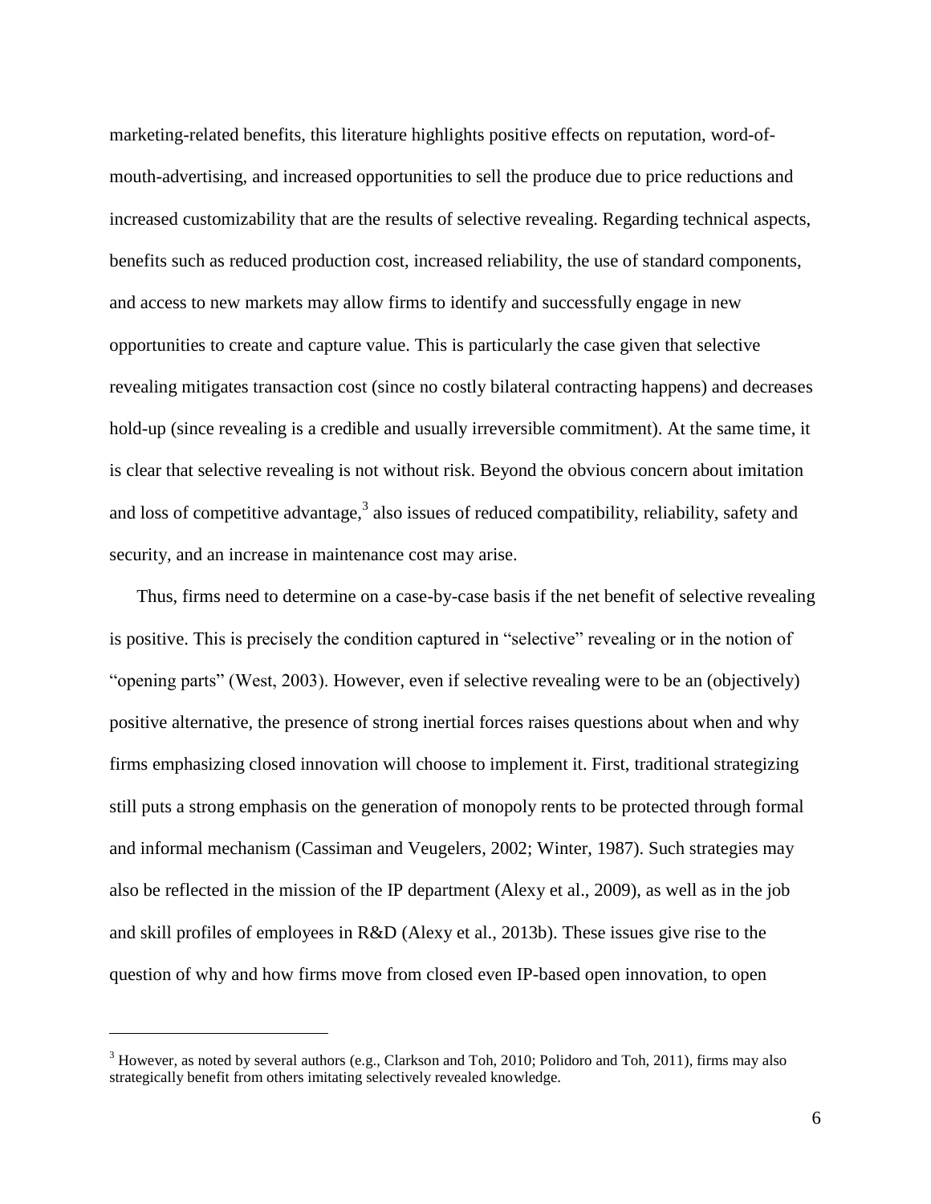marketing-related benefits, this literature highlights positive effects on reputation, word-of-mouth-advertising, and increased opportunities to sell the produce due to price reductions and increased customizability that are the results of selective revealing. Regarding technical aspects, benefits such as reduced production cost, increased reliability, the use of standard components, and access to new markets may allow firms to identify and successfully engage in new opportunities to create and capture value. This is particularly the case given that selective revealing mitigates transaction cost (since no costly bilateral contracting happens) and decreases hold-up (since revealing is a credible and usually irreversible commitment). At the same time, it is clear that selective revealing is not without risk. Beyond the obvious concern about imitation and loss of competitive advantage,[3] also issues of reduced compatibility, reliability, safety and security, and an increase in maintenance cost may arise.

Thus, firms need to determine on a case-by-case basis if the net benefit of selective revealing is positive. This is precisely the condition captured in "selective" revealing or in the notion of "opening parts" (West, 2003). However, even if selective revealing were to be an (objectively) positive alternative, the presence of strong inertial forces raises questions about when and why firms emphasizing closed innovation will choose to implement it. First, traditional strategizing still puts a strong emphasis on the generation of monopoly rents to be protected through formal and informal mechanism (Cassiman and Veugelers, 2002; Winter, 1987). Such strategies may also be reflected in the mission of the IP department (Alexy et al., 2009), as well as in the job and skill profiles of employees in R&D (Alexy et al., 2013b). These issues give rise to the question of why and how firms move from closed even IP-based open innovation, to open

---

[3] However, as noted by several authors (e.g., Clarkson and Toh, 2010; Polidoro and Toh, 2011), firms may also strategically benefit from others imitating selectively revealed knowledge.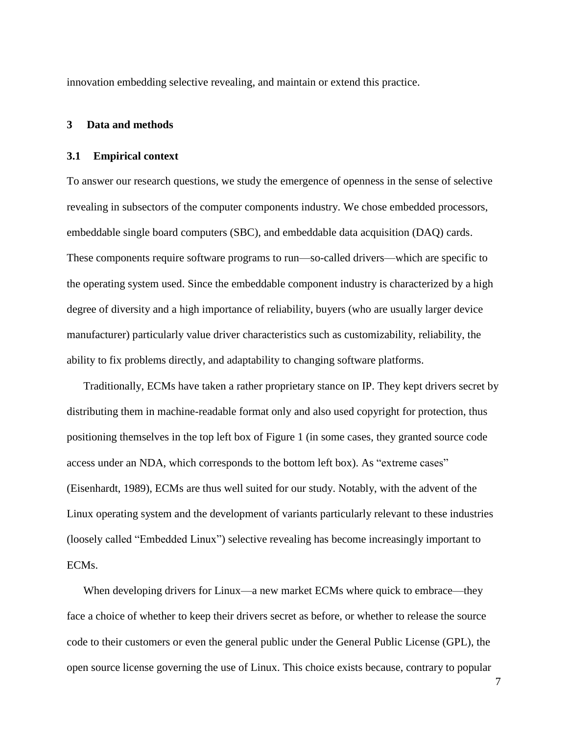innovation embedding selective revealing, and maintain or extend this practice.

## 3 Data and methods

### 3.1 Empirical context

To answer our research questions, we study the emergence of openness in the sense of selective revealing in subsectors of the computer components industry. We chose embedded processors, embeddable single board computers (SBC), and embeddable data acquisition (DAQ) cards. These components require software programs to run—so-called drivers—which are specific to the operating system used. Since the embeddable component industry is characterized by a high degree of diversity and a high importance of reliability, buyers (who are usually larger device manufacturer) particularly value driver characteristics such as customizability, reliability, the ability to fix problems directly, and adaptability to changing software platforms.

Traditionally, ECMs have taken a rather proprietary stance on IP. They kept drivers secret by distributing them in machine-readable format only and also used copyright for protection, thus positioning themselves in the top left box of Figure 1 (in some cases, they granted source code access under an NDA, which corresponds to the bottom left box). As "extreme cases" (Eisenhardt, 1989), ECMs are thus well suited for our study. Notably, with the advent of the Linux operating system and the development of variants particularly relevant to these industries (loosely called "Embedded Linux") selective revealing has become increasingly important to ECMs.

When developing drivers for Linux—a new market ECMs where quick to embrace—they face a choice of whether to keep their drivers secret as before, or whether to release the source code to their customers or even the general public under the General Public License (GPL), the open source license governing the use of Linux. This choice exists because, contrary to popular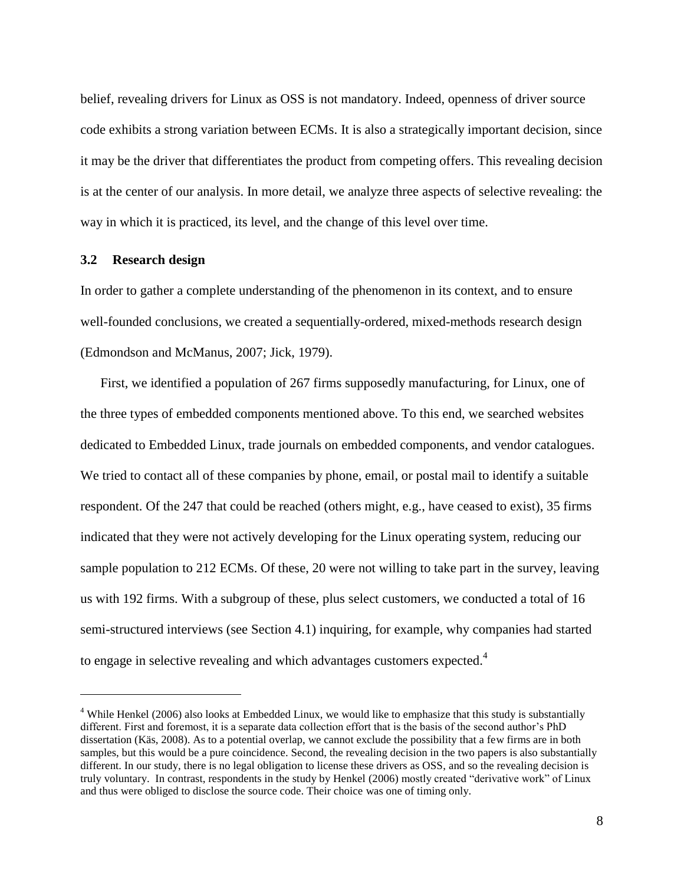belief, revealing drivers for Linux as OSS is not mandatory. Indeed, openness of driver source code exhibits a strong variation between ECMs. It is also a strategically important decision, since it may be the driver that differentiates the product from competing offers. This revealing decision is at the center of our analysis. In more detail, we analyze three aspects of selective revealing: the way in which it is practiced, its level, and the change of this level over time.

### 3.2 Research design

In order to gather a complete understanding of the phenomenon in its context, and to ensure well-founded conclusions, we created a sequentially-ordered, mixed-methods research design (Edmondson and McManus, 2007; Jick, 1979).

First, we identified a population of 267 firms supposedly manufacturing, for Linux, one of the three types of embedded components mentioned above. To this end, we searched websites dedicated to Embedded Linux, trade journals on embedded components, and vendor catalogues. We tried to contact all of these companies by phone, email, or postal mail to identify a suitable respondent. Of the 247 that could be reached (others might, e.g., have ceased to exist), 35 firms indicated that they were not actively developing for the Linux operating system, reducing our sample population to 212 ECMs. Of these, 20 were not willing to take part in the survey, leaving us with 192 firms. With a subgroup of these, plus select customers, we conducted a total of 16 semi-structured interviews (see Section 4.1) inquiring, for example, why companies had started to engage in selective revealing and which advantages customers expected.[4]

---

[4] While Henkel (2006) also looks at Embedded Linux, we would like to emphasize that this study is substantially different. First and foremost, it is a separate data collection effort that is the basis of the second author's PhD dissertation (Käs, 2008). As to a potential overlap, we cannot exclude the possibility that a few firms are in both samples, but this would be a pure coincidence. Second, the revealing decision in the two papers is also substantially different. In our study, there is no legal obligation to license these drivers as OSS, and so the revealing decision is truly voluntary. In contrast, respondents in the study by Henkel (2006) mostly created "derivative work" of Linux and thus were obliged to disclose the source code. Their choice was one of timing only.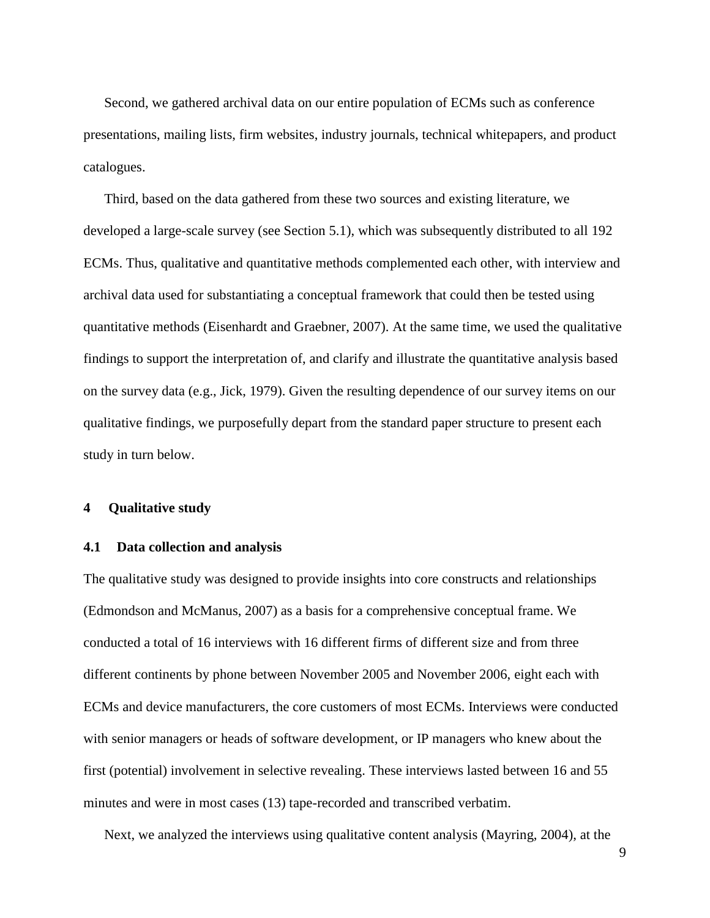Second, we gathered archival data on our entire population of ECMs such as conference presentations, mailing lists, firm websites, industry journals, technical whitepapers, and product catalogues.

Third, based on the data gathered from these two sources and existing literature, we developed a large-scale survey (see Section 5.1), which was subsequently distributed to all 192 ECMs. Thus, qualitative and quantitative methods complemented each other, with interview and archival data used for substantiating a conceptual framework that could then be tested using quantitative methods (Eisenhardt and Graebner, 2007). At the same time, we used the qualitative findings to support the interpretation of, and clarify and illustrate the quantitative analysis based on the survey data (e.g., Jick, 1979). Given the resulting dependence of our survey items on our qualitative findings, we purposefully depart from the standard paper structure to present each study in turn below.

# 4 Qualitative study

## 4.1 Data collection and analysis

The qualitative study was designed to provide insights into core constructs and relationships (Edmondson and McManus, 2007) as a basis for a comprehensive conceptual frame. We conducted a total of 16 interviews with 16 different firms of different size and from three different continents by phone between November 2005 and November 2006, eight each with ECMs and device manufacturers, the core customers of most ECMs. Interviews were conducted with senior managers or heads of software development, or IP managers who knew about the first (potential) involvement in selective revealing. These interviews lasted between 16 and 55 minutes and were in most cases (13) tape-recorded and transcribed verbatim.

Next, we analyzed the interviews using qualitative content analysis (Mayring, 2004), at the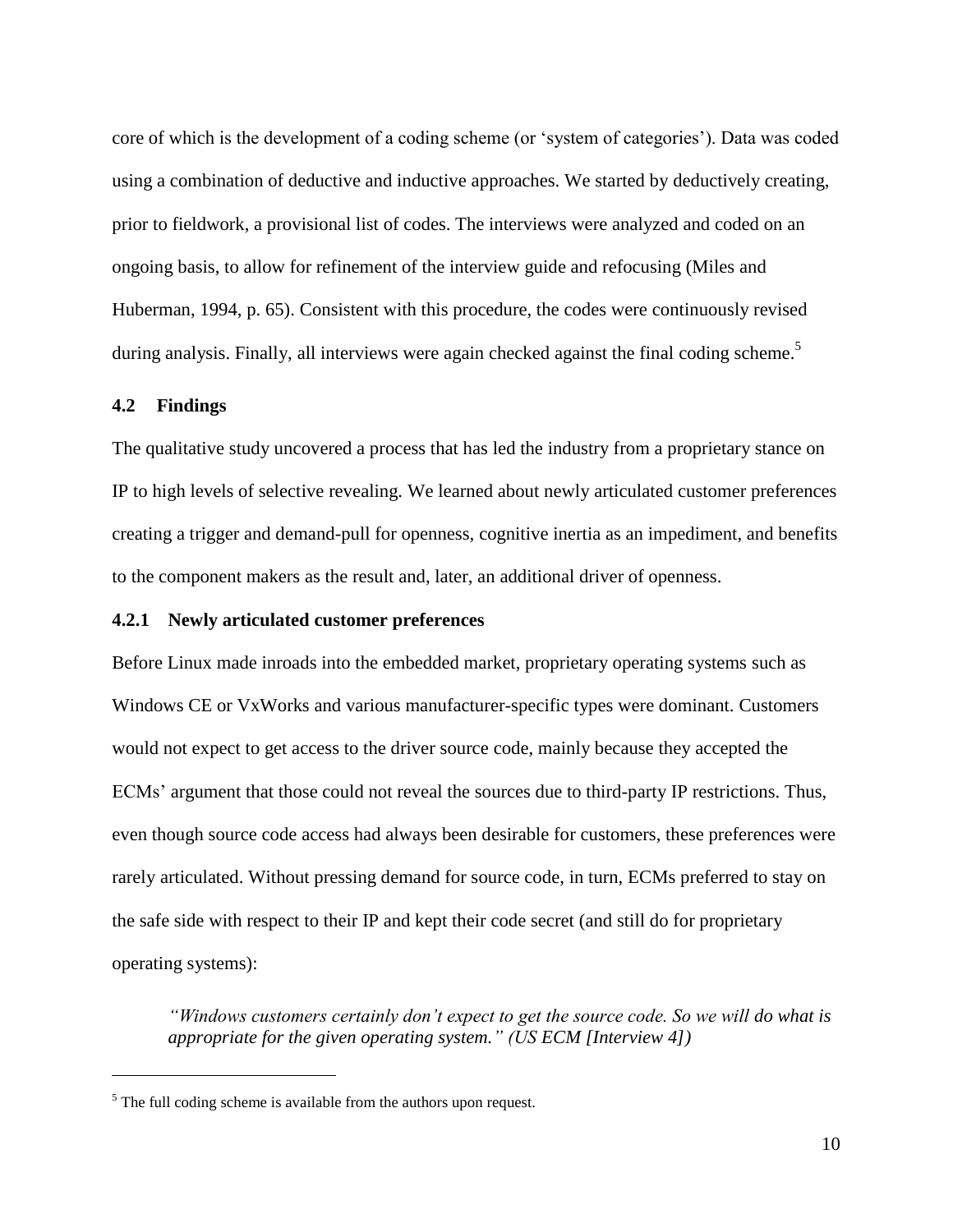core of which is the development of a coding scheme (or 'system of categories'). Data was coded using a combination of deductive and inductive approaches. We started by deductively creating, prior to fieldwork, a provisional list of codes. The interviews were analyzed and coded on an ongoing basis, to allow for refinement of the interview guide and refocusing (Miles and Huberman, 1994, p. 65). Consistent with this procedure, the codes were continuously revised during analysis. Finally, all interviews were again checked against the final coding scheme.[5]

### 4.2 Findings

The qualitative study uncovered a process that has led the industry from a proprietary stance on IP to high levels of selective revealing. We learned about newly articulated customer preferences creating a trigger and demand-pull for openness, cognitive inertia as an impediment, and benefits to the component makers as the result and, later, an additional driver of openness.

#### 4.2.1 Newly articulated customer preferences

Before Linux made inroads into the embedded market, proprietary operating systems such as Windows CE or VxWorks and various manufacturer-specific types were dominant. Customers would not expect to get access to the driver source code, mainly because they accepted the ECMs' argument that those could not reveal the sources due to third-party IP restrictions. Thus, even though source code access had always been desirable for customers, these preferences were rarely articulated. Without pressing demand for source code, in turn, ECMs preferred to stay on the safe side with respect to their IP and kept their code secret (and still do for proprietary operating systems):

> *"Windows customers certainly don't expect to get the source code. So we will do what is appropriate for the given operating system." (US ECM [Interview 4])*

---

[5] The full coding scheme is available from the authors upon request.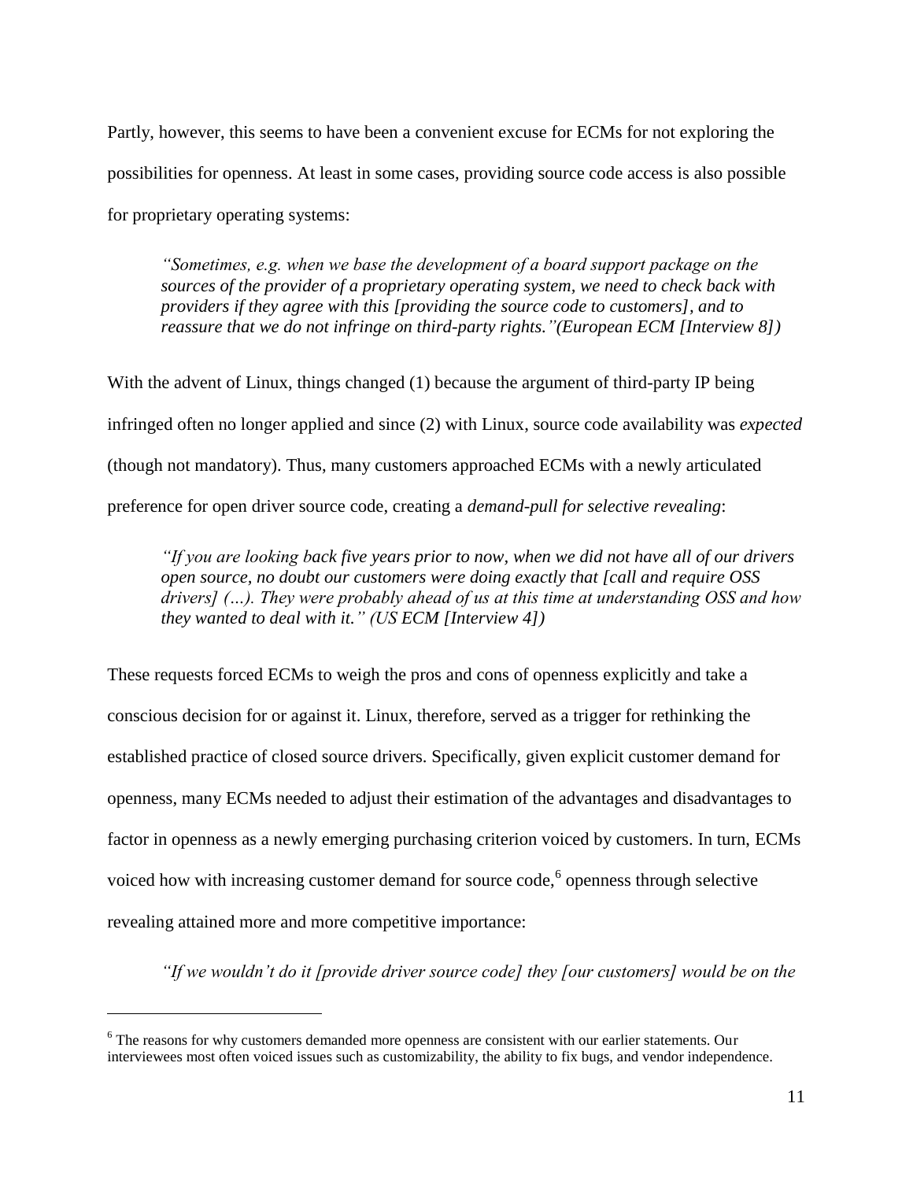Partly, however, this seems to have been a convenient excuse for ECMs for not exploring the possibilities for openness. At least in some cases, providing source code access is also possible for proprietary operating systems:

> *"Sometimes, e.g. when we base the development of a board support package on the sources of the provider of a proprietary operating system, we need to check back with providers if they agree with this [providing the source code to customers], and to reassure that we do not infringe on third-party rights."(European ECM [Interview 8])*

With the advent of Linux, things changed (1) because the argument of third-party IP being infringed often no longer applied and since (2) with Linux, source code availability was *expected* (though not mandatory). Thus, many customers approached ECMs with a newly articulated preference for open driver source code, creating a *demand-pull for selective revealing*:

> *"If you are looking back five years prior to now, when we did not have all of our drivers open source, no doubt our customers were doing exactly that [call and require OSS drivers] (…). They were probably ahead of us at this time at understanding OSS and how they wanted to deal with it." (US ECM [Interview 4])*

These requests forced ECMs to weigh the pros and cons of openness explicitly and take a conscious decision for or against it. Linux, therefore, served as a trigger for rethinking the established practice of closed source drivers. Specifically, given explicit customer demand for openness, many ECMs needed to adjust their estimation of the advantages and disadvantages to factor in openness as a newly emerging purchasing criterion voiced by customers. In turn, ECMs voiced how with increasing customer demand for source code,[6] openness through selective revealing attained more and more competitive importance:

> *"If we wouldn't do it [provide driver source code] they [our customers] would be on the*

[6] The reasons for why customers demanded more openness are consistent with our earlier statements. Our interviewees most often voiced issues such as customizability, the ability to fix bugs, and vendor independence.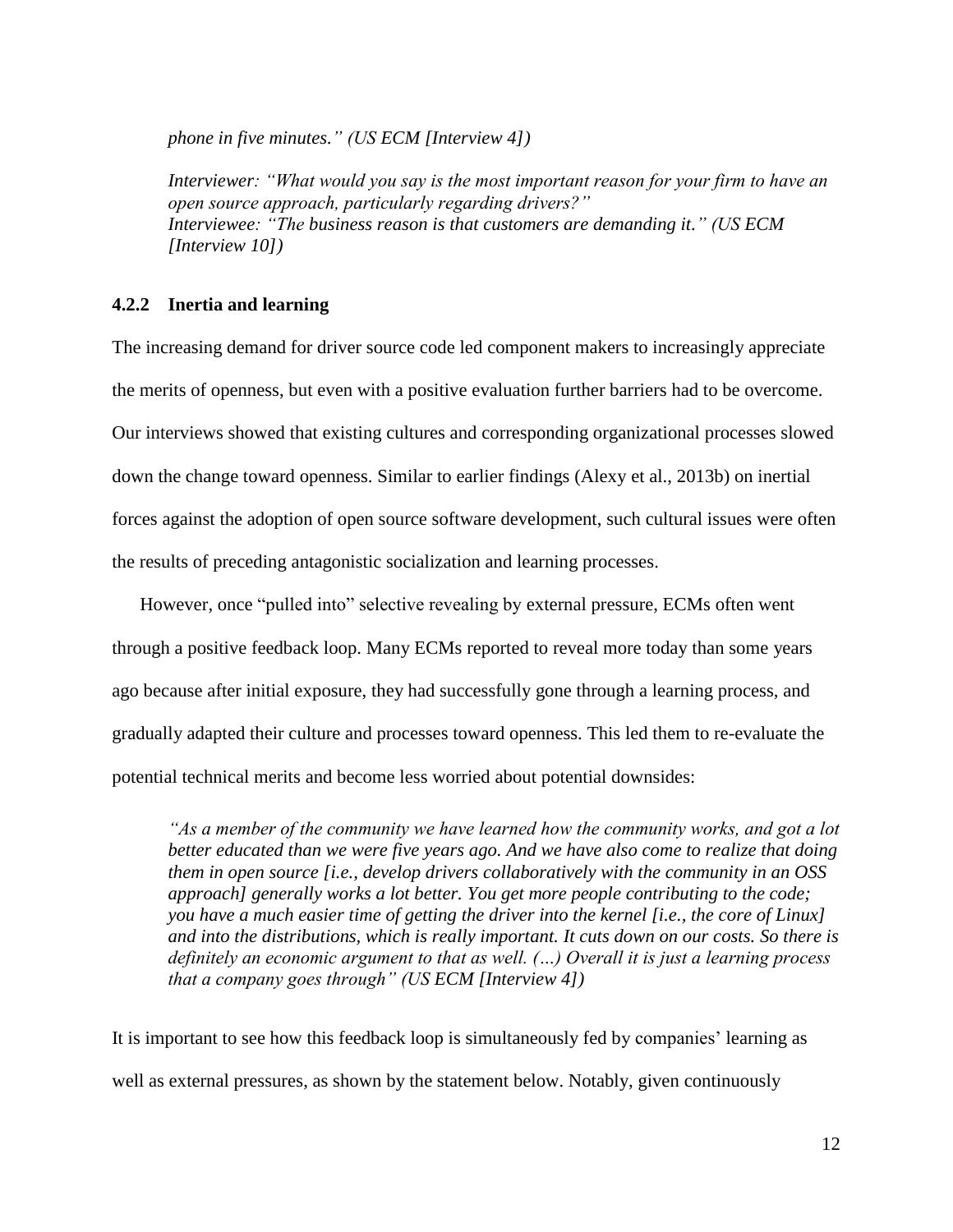*phone in five minutes." (US ECM [Interview 4])*

*Interviewer: "What would you say is the most important reason for your firm to have an open source approach, particularly regarding drivers?"*
*Interviewee: "The business reason is that customers are demanding it." (US ECM [Interview 10])*

### 4.2.2 Inertia and learning

The increasing demand for driver source code led component makers to increasingly appreciate the merits of openness, but even with a positive evaluation further barriers had to be overcome. Our interviews showed that existing cultures and corresponding organizational processes slowed down the change toward openness. Similar to earlier findings (Alexy et al., 2013b) on inertial forces against the adoption of open source software development, such cultural issues were often the results of preceding antagonistic socialization and learning processes.

However, once "pulled into" selective revealing by external pressure, ECMs often went through a positive feedback loop. Many ECMs reported to reveal more today than some years ago because after initial exposure, they had successfully gone through a learning process, and gradually adapted their culture and processes toward openness. This led them to re-evaluate the potential technical merits and become less worried about potential downsides:

*"As a member of the community we have learned how the community works, and got a lot better educated than we were five years ago. And we have also come to realize that doing them in open source [i.e., develop drivers collaboratively with the community in an OSS approach] generally works a lot better. You get more people contributing to the code; you have a much easier time of getting the driver into the kernel [i.e., the core of Linux] and into the distributions, which is really important. It cuts down on our costs. So there is definitely an economic argument to that as well. (…) Overall it is just a learning process that a company goes through" (US ECM [Interview 4])*

It is important to see how this feedback loop is simultaneously fed by companies' learning as well as external pressures, as shown by the statement below. Notably, given continuously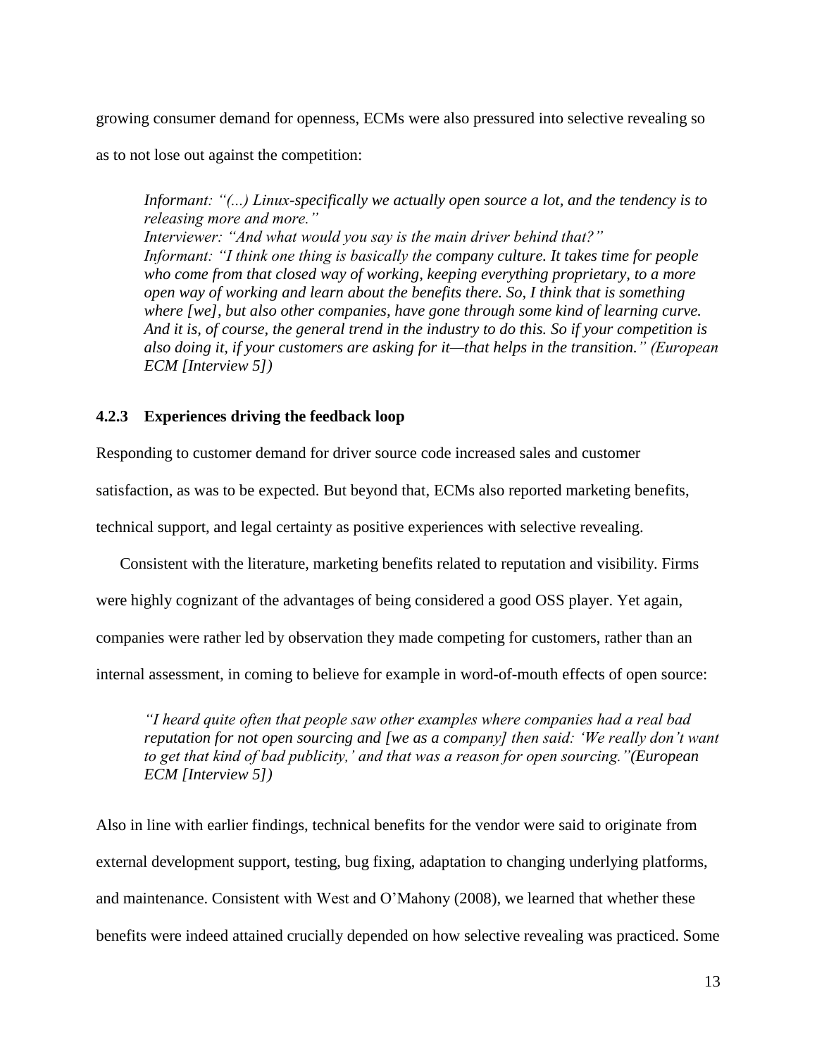growing consumer demand for openness, ECMs were also pressured into selective revealing so as to not lose out against the competition:

> *Informant: "(...) Linux-specifically we actually open source a lot, and the tendency is to releasing more and more."*
> *Interviewer: "And what would you say is the main driver behind that?"*
> *Informant: "I think one thing is basically the company culture. It takes time for people who come from that closed way of working, keeping everything proprietary, to a more open way of working and learn about the benefits there. So, I think that is something where [we], but also other companies, have gone through some kind of learning curve. And it is, of course, the general trend in the industry to do this. So if your competition is also doing it, if your customers are asking for it—that helps in the transition." (European ECM [Interview 5])*

### 4.2.3 Experiences driving the feedback loop

Responding to customer demand for driver source code increased sales and customer satisfaction, as was to be expected. But beyond that, ECMs also reported marketing benefits, technical support, and legal certainty as positive experiences with selective revealing.

Consistent with the literature, marketing benefits related to reputation and visibility. Firms were highly cognizant of the advantages of being considered a good OSS player. Yet again, companies were rather led by observation they made competing for customers, rather than an internal assessment, in coming to believe for example in word-of-mouth effects of open source:

> *"I heard quite often that people saw other examples where companies had a real bad reputation for not open sourcing and [we as a company] then said: 'We really don't want to get that kind of bad publicity,' and that was a reason for open sourcing."(European ECM [Interview 5])*

Also in line with earlier findings, technical benefits for the vendor were said to originate from external development support, testing, bug fixing, adaptation to changing underlying platforms, and maintenance. Consistent with West and O'Mahony (2008), we learned that whether these benefits were indeed attained crucially depended on how selective revealing was practiced. Some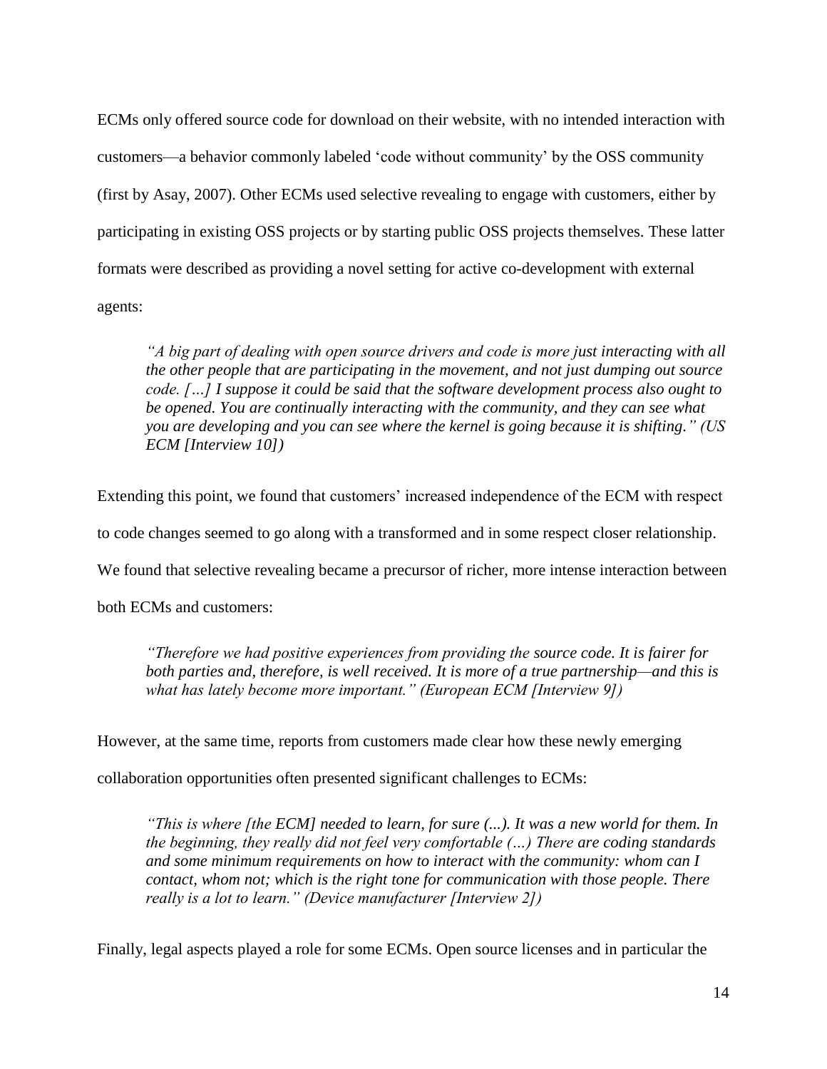ECMs only offered source code for download on their website, with no intended interaction with customers—a behavior commonly labeled 'code without community' by the OSS community (first by Asay, 2007). Other ECMs used selective revealing to engage with customers, either by participating in existing OSS projects or by starting public OSS projects themselves. These latter formats were described as providing a novel setting for active co-development with external agents:

> *"A big part of dealing with open source drivers and code is more just interacting with all the other people that are participating in the movement, and not just dumping out source code. […] I suppose it could be said that the software development process also ought to be opened. You are continually interacting with the community, and they can see what you are developing and you can see where the kernel is going because it is shifting." (US ECM [Interview 10])*

Extending this point, we found that customers' increased independence of the ECM with respect to code changes seemed to go along with a transformed and in some respect closer relationship. We found that selective revealing became a precursor of richer, more intense interaction between both ECMs and customers:

> *"Therefore we had positive experiences from providing the source code. It is fairer for both parties and, therefore, is well received. It is more of a true partnership—and this is what has lately become more important." (European ECM [Interview 9])*

However, at the same time, reports from customers made clear how these newly emerging collaboration opportunities often presented significant challenges to ECMs:

> *"This is where [the ECM] needed to learn, for sure (...). It was a new world for them. In the beginning, they really did not feel very comfortable (…) There are coding standards and some minimum requirements on how to interact with the community: whom can I contact, whom not; which is the right tone for communication with those people. There really is a lot to learn." (Device manufacturer [Interview 2])*

Finally, legal aspects played a role for some ECMs. Open source licenses and in particular the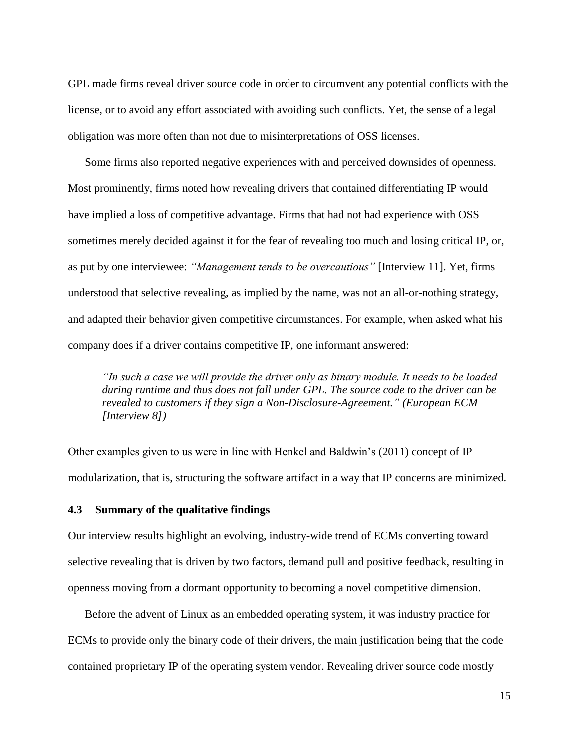GPL made firms reveal driver source code in order to circumvent any potential conflicts with the license, or to avoid any effort associated with avoiding such conflicts. Yet, the sense of a legal obligation was more often than not due to misinterpretations of OSS licenses.

Some firms also reported negative experiences with and perceived downsides of openness. Most prominently, firms noted how revealing drivers that contained differentiating IP would have implied a loss of competitive advantage. Firms that had not had experience with OSS sometimes merely decided against it for the fear of revealing too much and losing critical IP, or, as put by one interviewee: *"Management tends to be overcautious"* [Interview 11]. Yet, firms understood that selective revealing, as implied by the name, was not an all-or-nothing strategy, and adapted their behavior given competitive circumstances. For example, when asked what his company does if a driver contains competitive IP, one informant answered:

> *"In such a case we will provide the driver only as binary module. It needs to be loaded during runtime and thus does not fall under GPL. The source code to the driver can be revealed to customers if they sign a Non-Disclosure-Agreement." (European ECM [Interview 8])*

Other examples given to us were in line with Henkel and Baldwin's (2011) concept of IP modularization, that is, structuring the software artifact in a way that IP concerns are minimized.

### 4.3 Summary of the qualitative findings

Our interview results highlight an evolving, industry-wide trend of ECMs converting toward selective revealing that is driven by two factors, demand pull and positive feedback, resulting in openness moving from a dormant opportunity to becoming a novel competitive dimension.

Before the advent of Linux as an embedded operating system, it was industry practice for ECMs to provide only the binary code of their drivers, the main justification being that the code contained proprietary IP of the operating system vendor. Revealing driver source code mostly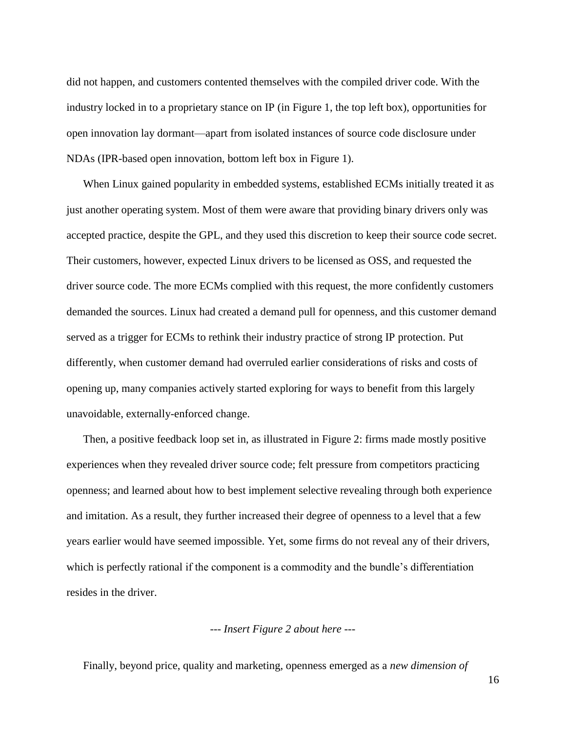did not happen, and customers contented themselves with the compiled driver code. With the industry locked in to a proprietary stance on IP (in Figure 1, the top left box), opportunities for open innovation lay dormant—apart from isolated instances of source code disclosure under NDAs (IPR-based open innovation, bottom left box in Figure 1).

When Linux gained popularity in embedded systems, established ECMs initially treated it as just another operating system. Most of them were aware that providing binary drivers only was accepted practice, despite the GPL, and they used this discretion to keep their source code secret. Their customers, however, expected Linux drivers to be licensed as OSS, and requested the driver source code. The more ECMs complied with this request, the more confidently customers demanded the sources. Linux had created a demand pull for openness, and this customer demand served as a trigger for ECMs to rethink their industry practice of strong IP protection. Put differently, when customer demand had overruled earlier considerations of risks and costs of opening up, many companies actively started exploring for ways to benefit from this largely unavoidable, externally-enforced change.

Then, a positive feedback loop set in, as illustrated in Figure 2: firms made mostly positive experiences when they revealed driver source code; felt pressure from competitors practicing openness; and learned about how to best implement selective revealing through both experience and imitation. As a result, they further increased their degree of openness to a level that a few years earlier would have seemed impossible. Yet, some firms do not reveal any of their drivers, which is perfectly rational if the component is a commodity and the bundle's differentiation resides in the driver.

*--- Insert Figure 2 about here ---*

Finally, beyond price, quality and marketing, openness emerged as a *new dimension of*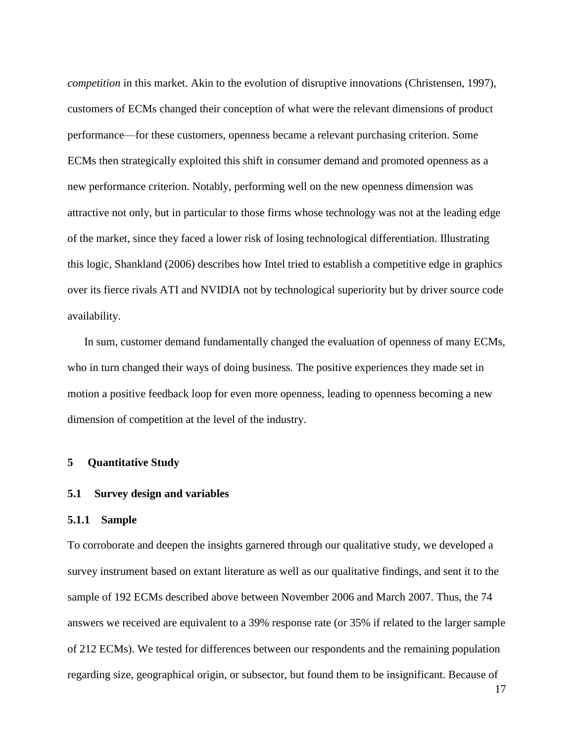*competition* in this market. Akin to the evolution of disruptive innovations (Christensen, 1997), customers of ECMs changed their conception of what were the relevant dimensions of product performance—for these customers, openness became a relevant purchasing criterion. Some ECMs then strategically exploited this shift in consumer demand and promoted openness as a new performance criterion. Notably, performing well on the new openness dimension was attractive not only, but in particular to those firms whose technology was not at the leading edge of the market, since they faced a lower risk of losing technological differentiation. Illustrating this logic, Shankland (2006) describes how Intel tried to establish a competitive edge in graphics over its fierce rivals ATI and NVIDIA not by technological superiority but by driver source code availability.

In sum, customer demand fundamentally changed the evaluation of openness of many ECMs, who in turn changed their ways of doing business. The positive experiences they made set in motion a positive feedback loop for even more openness, leading to openness becoming a new dimension of competition at the level of the industry.

# 5 Quantitative Study

## 5.1 Survey design and variables

### 5.1.1 Sample

To corroborate and deepen the insights garnered through our qualitative study, we developed a survey instrument based on extant literature as well as our qualitative findings, and sent it to the sample of 192 ECMs described above between November 2006 and March 2007. Thus, the 74 answers we received are equivalent to a 39% response rate (or 35% if related to the larger sample of 212 ECMs). We tested for differences between our respondents and the remaining population regarding size, geographical origin, or subsector, but found them to be insignificant. Because of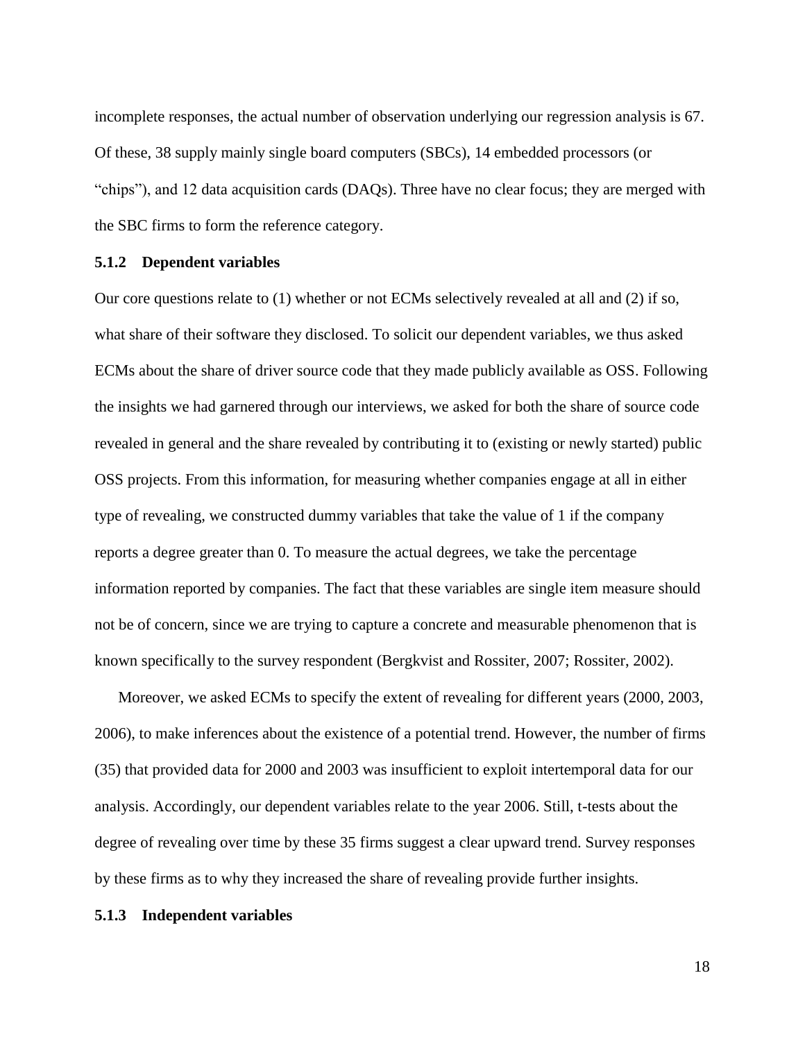incomplete responses, the actual number of observation underlying our regression analysis is 67. Of these, 38 supply mainly single board computers (SBCs), 14 embedded processors (or "chips"), and 12 data acquisition cards (DAQs). Three have no clear focus; they are merged with the SBC firms to form the reference category.

### 5.1.2 Dependent variables

Our core questions relate to (1) whether or not ECMs selectively revealed at all and (2) if so, what share of their software they disclosed. To solicit our dependent variables, we thus asked ECMs about the share of driver source code that they made publicly available as OSS. Following the insights we had garnered through our interviews, we asked for both the share of source code revealed in general and the share revealed by contributing it to (existing or newly started) public OSS projects. From this information, for measuring whether companies engage at all in either type of revealing, we constructed dummy variables that take the value of 1 if the company reports a degree greater than 0. To measure the actual degrees, we take the percentage information reported by companies. The fact that these variables are single item measure should not be of concern, since we are trying to capture a concrete and measurable phenomenon that is known specifically to the survey respondent (Bergkvist and Rossiter, 2007; Rossiter, 2002).

Moreover, we asked ECMs to specify the extent of revealing for different years (2000, 2003, 2006), to make inferences about the existence of a potential trend. However, the number of firms (35) that provided data for 2000 and 2003 was insufficient to exploit intertemporal data for our analysis. Accordingly, our dependent variables relate to the year 2006. Still, t-tests about the degree of revealing over time by these 35 firms suggest a clear upward trend. Survey responses by these firms as to why they increased the share of revealing provide further insights.

### 5.1.3 Independent variables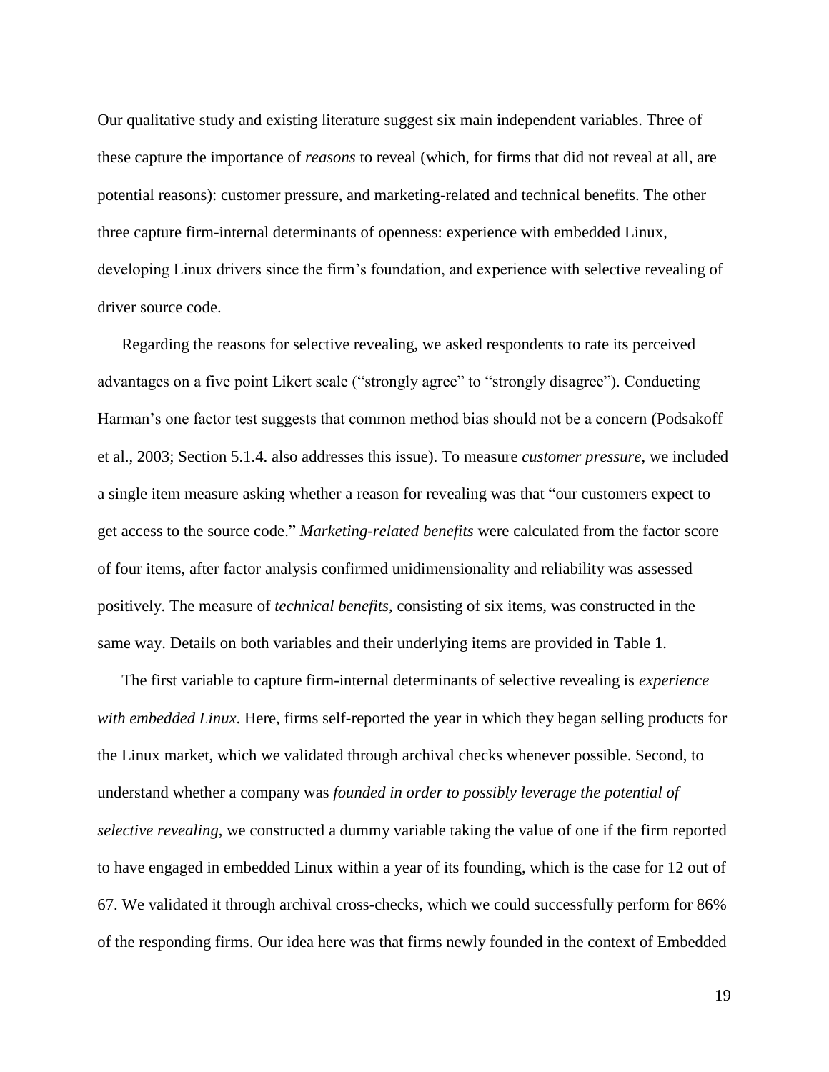Our qualitative study and existing literature suggest six main independent variables. Three of these capture the importance of *reasons* to reveal (which, for firms that did not reveal at all, are potential reasons): customer pressure, and marketing-related and technical benefits. The other three capture firm-internal determinants of openness: experience with embedded Linux, developing Linux drivers since the firm's foundation, and experience with selective revealing of driver source code.

Regarding the reasons for selective revealing, we asked respondents to rate its perceived advantages on a five point Likert scale ("strongly agree" to "strongly disagree"). Conducting Harman's one factor test suggests that common method bias should not be a concern (Podsakoff et al., 2003; Section 5.1.4. also addresses this issue). To measure *customer pressure*, we included a single item measure asking whether a reason for revealing was that "our customers expect to get access to the source code." *Marketing-related benefits* were calculated from the factor score of four items, after factor analysis confirmed unidimensionality and reliability was assessed positively. The measure of *technical benefits*, consisting of six items, was constructed in the same way. Details on both variables and their underlying items are provided in Table 1.

The first variable to capture firm-internal determinants of selective revealing is *experience with embedded Linux*. Here, firms self-reported the year in which they began selling products for the Linux market, which we validated through archival checks whenever possible. Second, to understand whether a company was *founded in order to possibly leverage the potential of selective revealing*, we constructed a dummy variable taking the value of one if the firm reported to have engaged in embedded Linux within a year of its founding, which is the case for 12 out of 67. We validated it through archival cross-checks, which we could successfully perform for 86% of the responding firms. Our idea here was that firms newly founded in the context of Embedded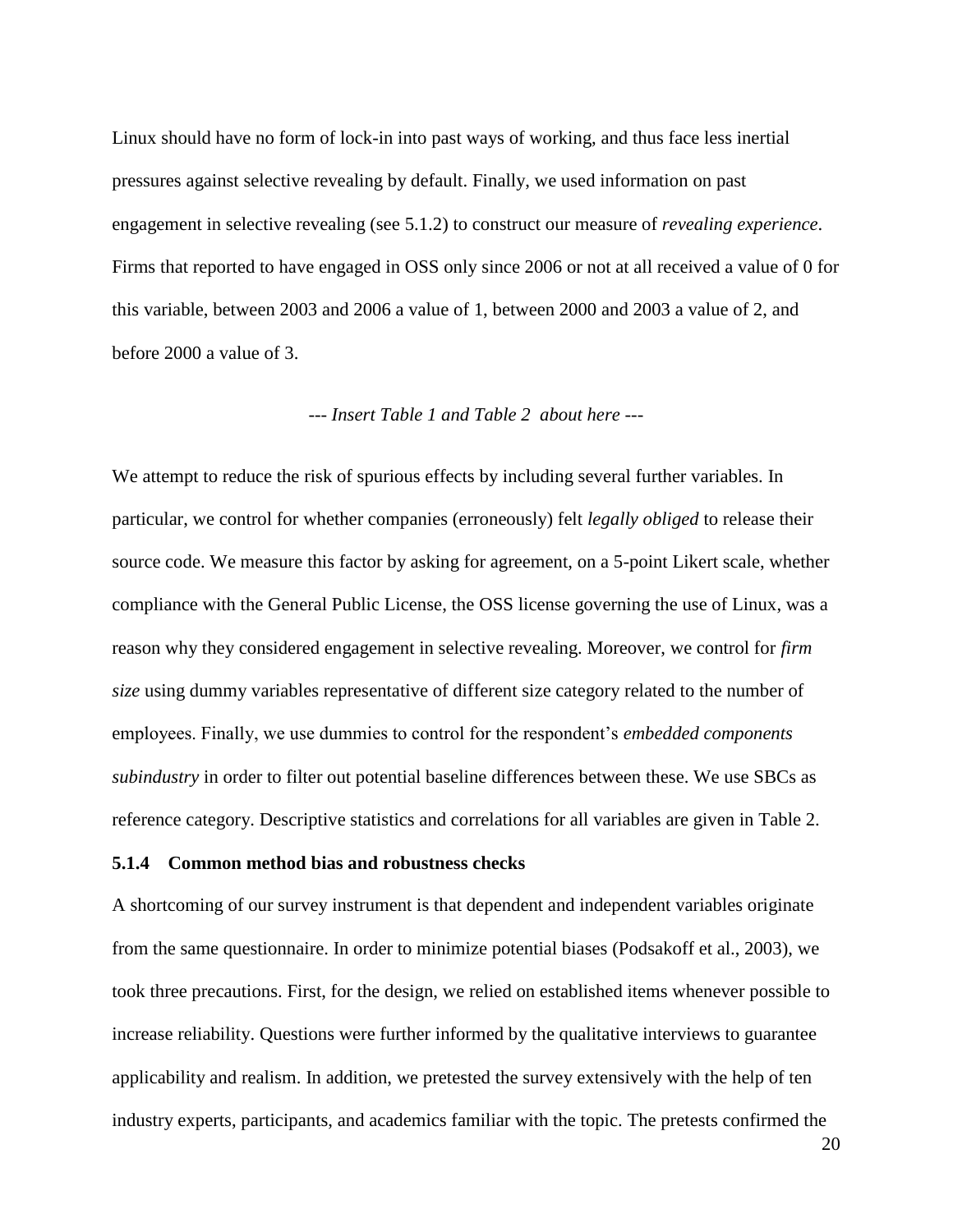Linux should have no form of lock-in into past ways of working, and thus face less inertial pressures against selective revealing by default. Finally, we used information on past engagement in selective revealing (see 5.1.2) to construct our measure of *revealing experience*. Firms that reported to have engaged in OSS only since 2006 or not at all received a value of 0 for this variable, between 2003 and 2006 a value of 1, between 2000 and 2003 a value of 2, and before 2000 a value of 3.

*--- Insert Table 1 and Table 2 about here ---*

We attempt to reduce the risk of spurious effects by including several further variables. In particular, we control for whether companies (erroneously) felt *legally obliged* to release their source code. We measure this factor by asking for agreement, on a 5-point Likert scale, whether compliance with the General Public License, the OSS license governing the use of Linux, was a reason why they considered engagement in selective revealing. Moreover, we control for *firm size* using dummy variables representative of different size category related to the number of employees. Finally, we use dummies to control for the respondent's *embedded components subindustry* in order to filter out potential baseline differences between these. We use SBCs as reference category. Descriptive statistics and correlations for all variables are given in Table 2.

#### 5.1.4 Common method bias and robustness checks

A shortcoming of our survey instrument is that dependent and independent variables originate from the same questionnaire. In order to minimize potential biases (Podsakoff et al., 2003), we took three precautions. First, for the design, we relied on established items whenever possible to increase reliability. Questions were further informed by the qualitative interviews to guarantee applicability and realism. In addition, we pretested the survey extensively with the help of ten industry experts, participants, and academics familiar with the topic. The pretests confirmed the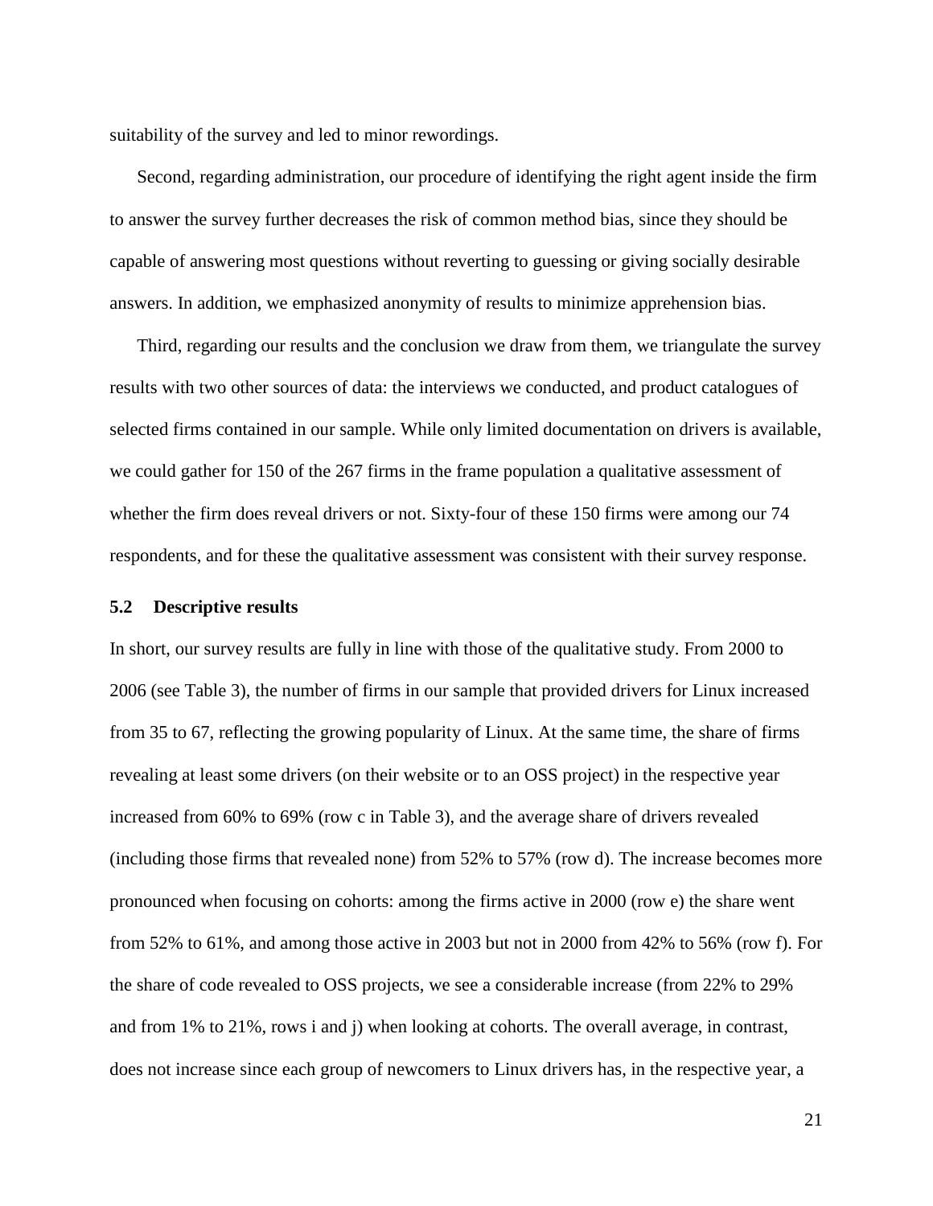suitability of the survey and led to minor rewordings.

Second, regarding administration, our procedure of identifying the right agent inside the firm to answer the survey further decreases the risk of common method bias, since they should be capable of answering most questions without reverting to guessing or giving socially desirable answers. In addition, we emphasized anonymity of results to minimize apprehension bias.

Third, regarding our results and the conclusion we draw from them, we triangulate the survey results with two other sources of data: the interviews we conducted, and product catalogues of selected firms contained in our sample. While only limited documentation on drivers is available, we could gather for 150 of the 267 firms in the frame population a qualitative assessment of whether the firm does reveal drivers or not. Sixty-four of these 150 firms were among our 74 respondents, and for these the qualitative assessment was consistent with their survey response.

### 5.2 Descriptive results

In short, our survey results are fully in line with those of the qualitative study. From 2000 to 2006 (see Table 3), the number of firms in our sample that provided drivers for Linux increased from 35 to 67, reflecting the growing popularity of Linux. At the same time, the share of firms revealing at least some drivers (on their website or to an OSS project) in the respective year increased from 60% to 69% (row c in Table 3), and the average share of drivers revealed (including those firms that revealed none) from 52% to 57% (row d). The increase becomes more pronounced when focusing on cohorts: among the firms active in 2000 (row e) the share went from 52% to 61%, and among those active in 2003 but not in 2000 from 42% to 56% (row f). For the share of code revealed to OSS projects, we see a considerable increase (from 22% to 29% and from 1% to 21%, rows i and j) when looking at cohorts. The overall average, in contrast, does not increase since each group of newcomers to Linux drivers has, in the respective year, a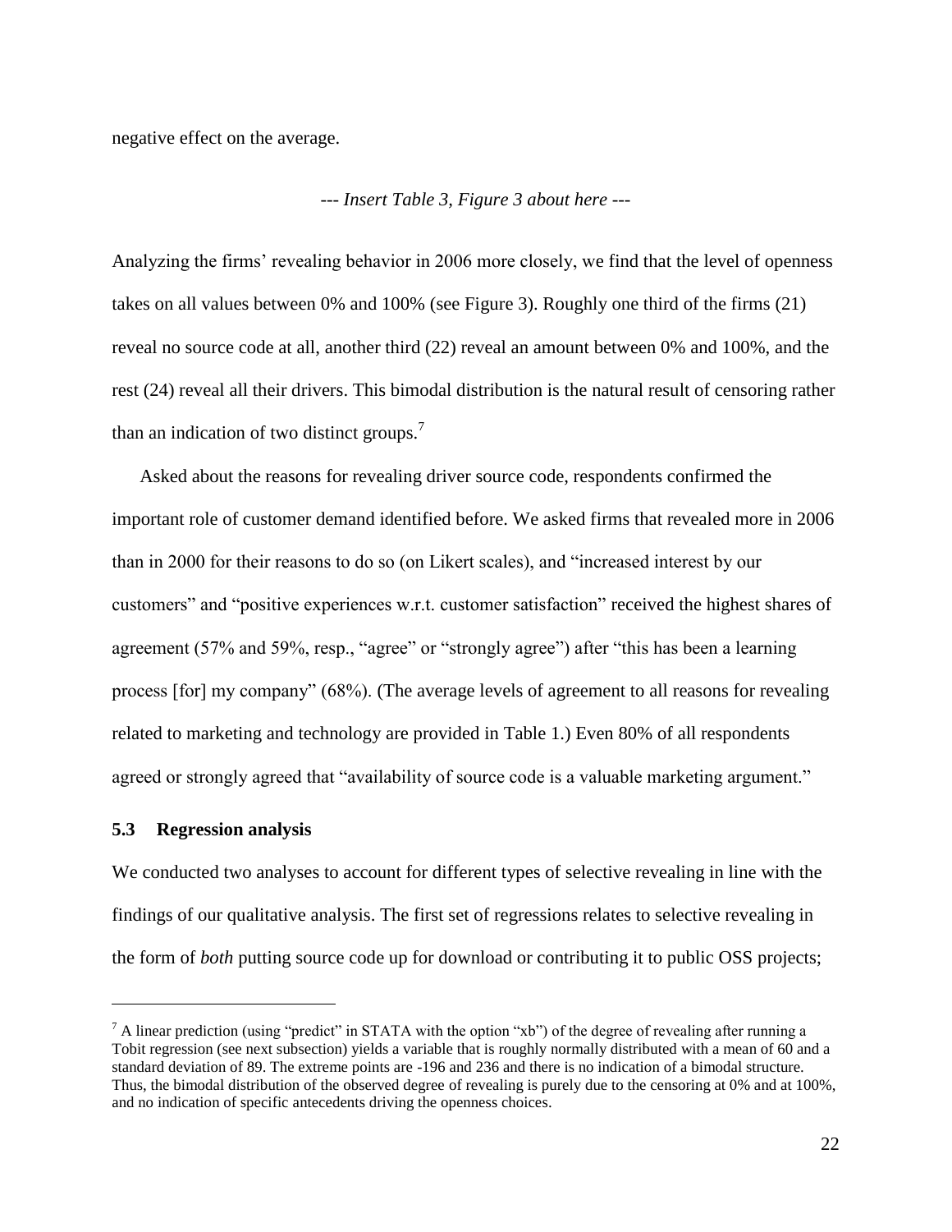negative effect on the average.

*--- Insert Table 3, Figure 3 about here ---*

Analyzing the firms' revealing behavior in 2006 more closely, we find that the level of openness takes on all values between 0% and 100% (see Figure 3). Roughly one third of the firms (21) reveal no source code at all, another third (22) reveal an amount between 0% and 100%, and the rest (24) reveal all their drivers. This bimodal distribution is the natural result of censoring rather than an indication of two distinct groups.[7]

Asked about the reasons for revealing driver source code, respondents confirmed the important role of customer demand identified before. We asked firms that revealed more in 2006 than in 2000 for their reasons to do so (on Likert scales), and "increased interest by our customers" and "positive experiences w.r.t. customer satisfaction" received the highest shares of agreement (57% and 59%, resp., "agree" or "strongly agree") after "this has been a learning process [for] my company" (68%). (The average levels of agreement to all reasons for revealing related to marketing and technology are provided in Table 1.) Even 80% of all respondents agreed or strongly agreed that "availability of source code is a valuable marketing argument."

### 5.3 Regression analysis

We conducted two analyses to account for different types of selective revealing in line with the findings of our qualitative analysis. The first set of regressions relates to selective revealing in the form of *both* putting source code up for download or contributing it to public OSS projects;

[7] A linear prediction (using "predict" in STATA with the option "xb") of the degree of revealing after running a Tobit regression (see next subsection) yields a variable that is roughly normally distributed with a mean of 60 and a standard deviation of 89. The extreme points are -196 and 236 and there is no indication of a bimodal structure. Thus, the bimodal distribution of the observed degree of revealing is purely due to the censoring at 0% and at 100%, and no indication of specific antecedents driving the openness choices.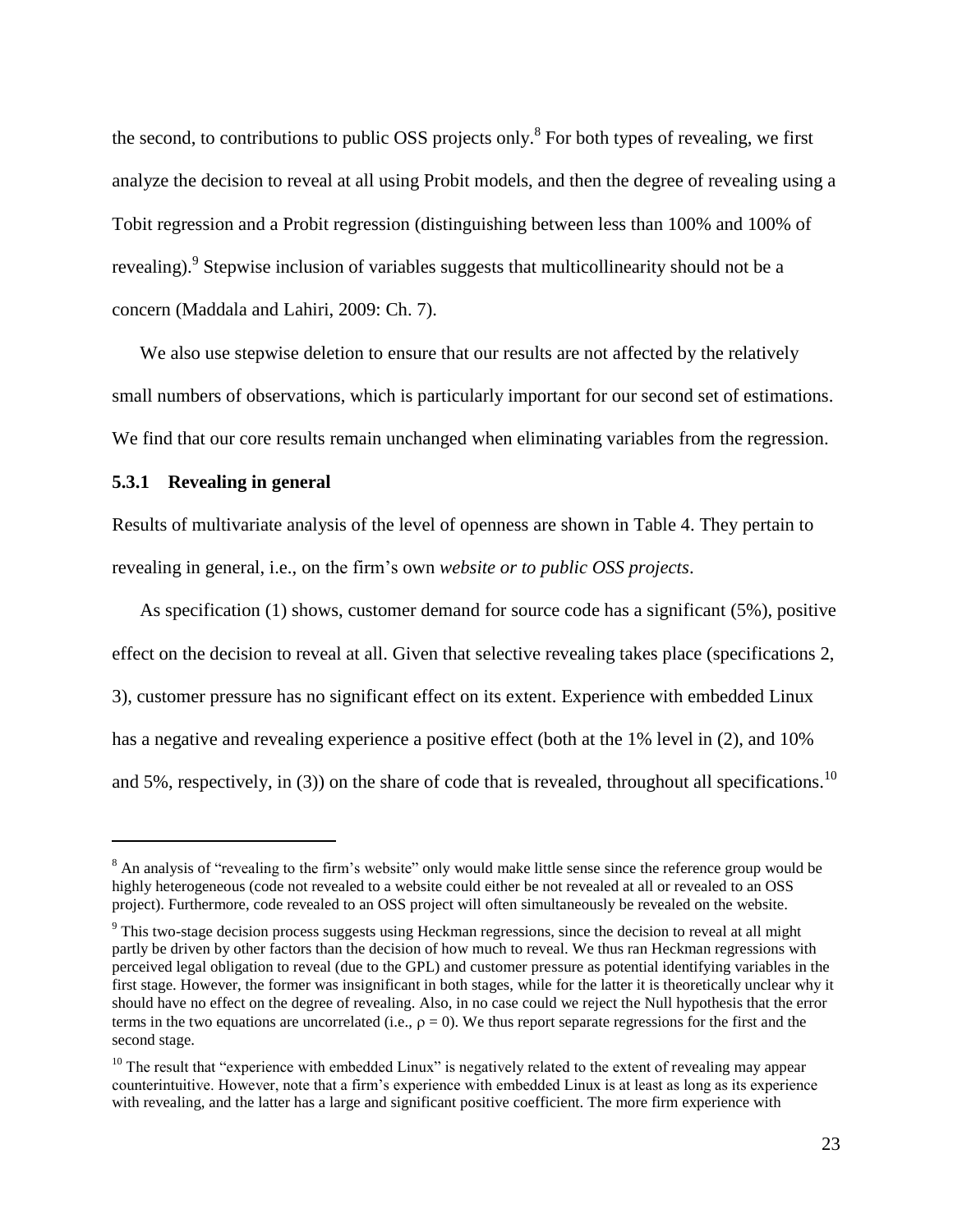the second, to contributions to public OSS projects only.[8] For both types of revealing, we first analyze the decision to reveal at all using Probit models, and then the degree of revealing using a Tobit regression and a Probit regression (distinguishing between less than 100% and 100% of revealing).[9] Stepwise inclusion of variables suggests that multicollinearity should not be a concern (Maddala and Lahiri, 2009: Ch. 7).

We also use stepwise deletion to ensure that our results are not affected by the relatively small numbers of observations, which is particularly important for our second set of estimations. We find that our core results remain unchanged when eliminating variables from the regression.

### 5.3.1 Revealing in general

Results of multivariate analysis of the level of openness are shown in Table 4. They pertain to revealing in general, i.e., on the firm's own *website or to public OSS projects*.

As specification (1) shows, customer demand for source code has a significant (5%), positive effect on the decision to reveal at all. Given that selective revealing takes place (specifications 2, 3), customer pressure has no significant effect on its extent. Experience with embedded Linux has a negative and revealing experience a positive effect (both at the 1% level in (2), and 10% and 5%, respectively, in (3)) on the share of code that is revealed, throughout all specifications.[10]

---

[8] An analysis of "revealing to the firm's website" only would make little sense since the reference group would be highly heterogeneous (code not revealed to a website could either be not revealed at all or revealed to an OSS project). Furthermore, code revealed to an OSS project will often simultaneously be revealed on the website.

[9] This two-stage decision process suggests using Heckman regressions, since the decision to reveal at all might partly be driven by other factors than the decision of how much to reveal. We thus ran Heckman regressions with perceived legal obligation to reveal (due to the GPL) and customer pressure as potential identifying variables in the first stage. However, the former was insignificant in both stages, while for the latter it is theoretically unclear why it should have no effect on the degree of revealing. Also, in no case could we reject the Null hypothesis that the error terms in the two equations are uncorrelated (i.e., $\rho = 0$). We thus report separate regressions for the first and the second stage.

[10] The result that "experience with embedded Linux" is negatively related to the extent of revealing may appear counterintuitive. However, note that a firm's experience with embedded Linux is at least as long as its experience with revealing, and the latter has a large and significant positive coefficient. The more firm experience with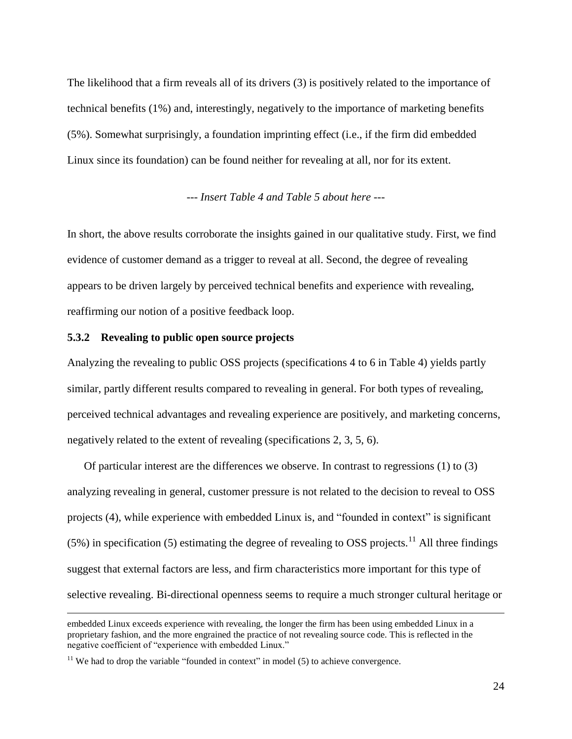The likelihood that a firm reveals all of its drivers (3) is positively related to the importance of technical benefits (1%) and, interestingly, negatively to the importance of marketing benefits (5%). Somewhat surprisingly, a foundation imprinting effect (i.e., if the firm did embedded Linux since its foundation) can be found neither for revealing at all, nor for its extent.

*--- Insert Table 4 and Table 5 about here ---*

In short, the above results corroborate the insights gained in our qualitative study. First, we find evidence of customer demand as a trigger to reveal at all. Second, the degree of revealing appears to be driven largely by perceived technical benefits and experience with revealing, reaffirming our notion of a positive feedback loop.

### 5.3.2 Revealing to public open source projects

Analyzing the revealing to public OSS projects (specifications 4 to 6 in Table 4) yields partly similar, partly different results compared to revealing in general. For both types of revealing, perceived technical advantages and revealing experience are positively, and marketing concerns, negatively related to the extent of revealing (specifications 2, 3, 5, 6).

Of particular interest are the differences we observe. In contrast to regressions (1) to (3) analyzing revealing in general, customer pressure is not related to the decision to reveal to OSS projects (4), while experience with embedded Linux is, and "founded in context" is significant (5%) in specification (5) estimating the degree of revealing to OSS projects.[11] All three findings suggest that external factors are less, and firm characteristics more important for this type of selective revealing. Bi-directional openness seems to require a much stronger cultural heritage or

---

embedded Linux exceeds experience with revealing, the longer the firm has been using embedded Linux in a proprietary fashion, and the more engrained the practice of not revealing source code. This is reflected in the negative coefficient of "experience with embedded Linux."

[11] We had to drop the variable "founded in context" in model (5) to achieve convergence.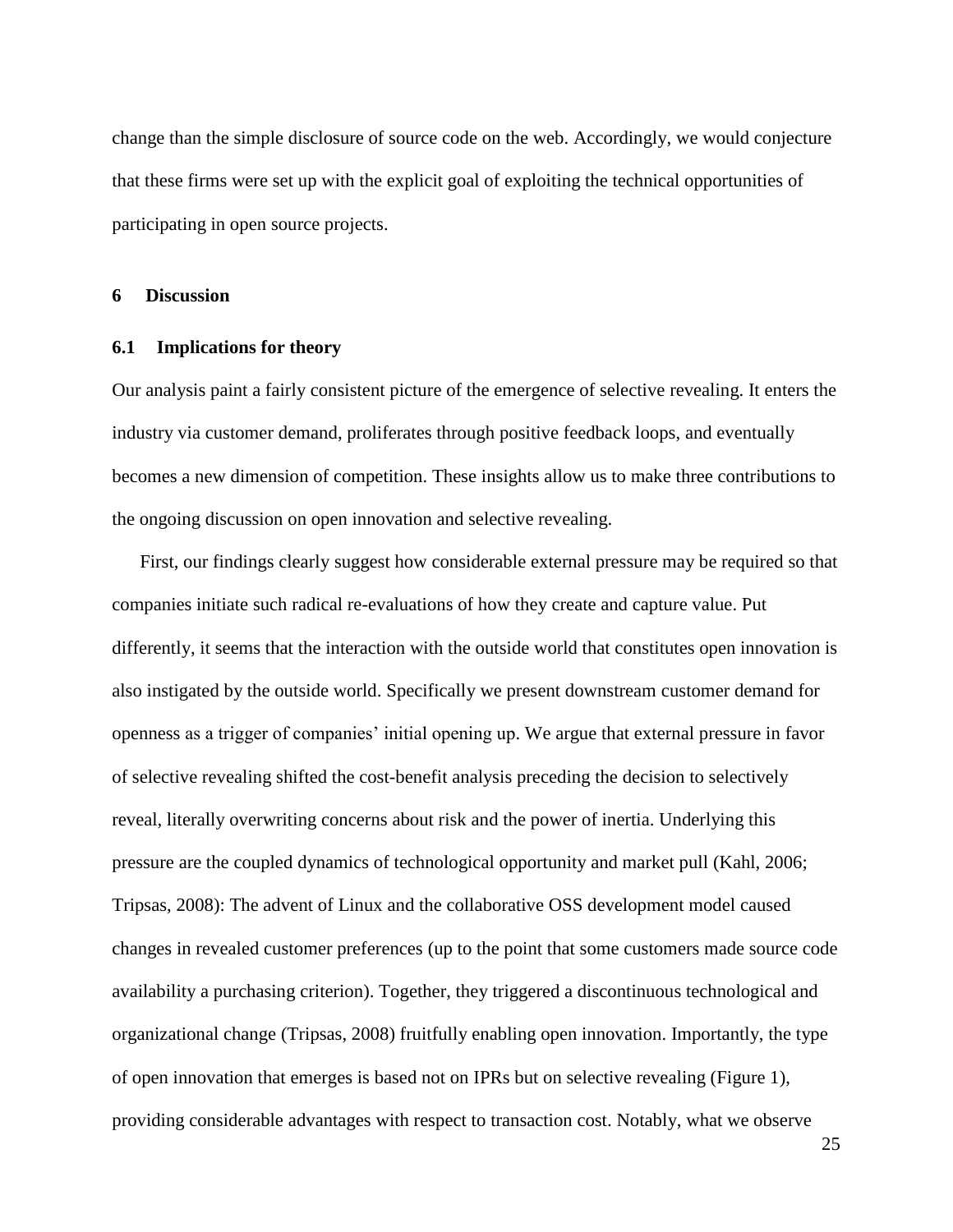change than the simple disclosure of source code on the web. Accordingly, we would conjecture that these firms were set up with the explicit goal of exploiting the technical opportunities of participating in open source projects.

## 6 Discussion

### 6.1 Implications for theory

Our analysis paint a fairly consistent picture of the emergence of selective revealing. It enters the industry via customer demand, proliferates through positive feedback loops, and eventually becomes a new dimension of competition. These insights allow us to make three contributions to the ongoing discussion on open innovation and selective revealing.

First, our findings clearly suggest how considerable external pressure may be required so that companies initiate such radical re-evaluations of how they create and capture value. Put differently, it seems that the interaction with the outside world that constitutes open innovation is also instigated by the outside world. Specifically we present downstream customer demand for openness as a trigger of companies' initial opening up. We argue that external pressure in favor of selective revealing shifted the cost-benefit analysis preceding the decision to selectively reveal, literally overwriting concerns about risk and the power of inertia. Underlying this pressure are the coupled dynamics of technological opportunity and market pull (Kahl, 2006; Tripsas, 2008): The advent of Linux and the collaborative OSS development model caused changes in revealed customer preferences (up to the point that some customers made source code availability a purchasing criterion). Together, they triggered a discontinuous technological and organizational change (Tripsas, 2008) fruitfully enabling open innovation. Importantly, the type of open innovation that emerges is based not on IPRs but on selective revealing (Figure 1), providing considerable advantages with respect to transaction cost. Notably, what we observe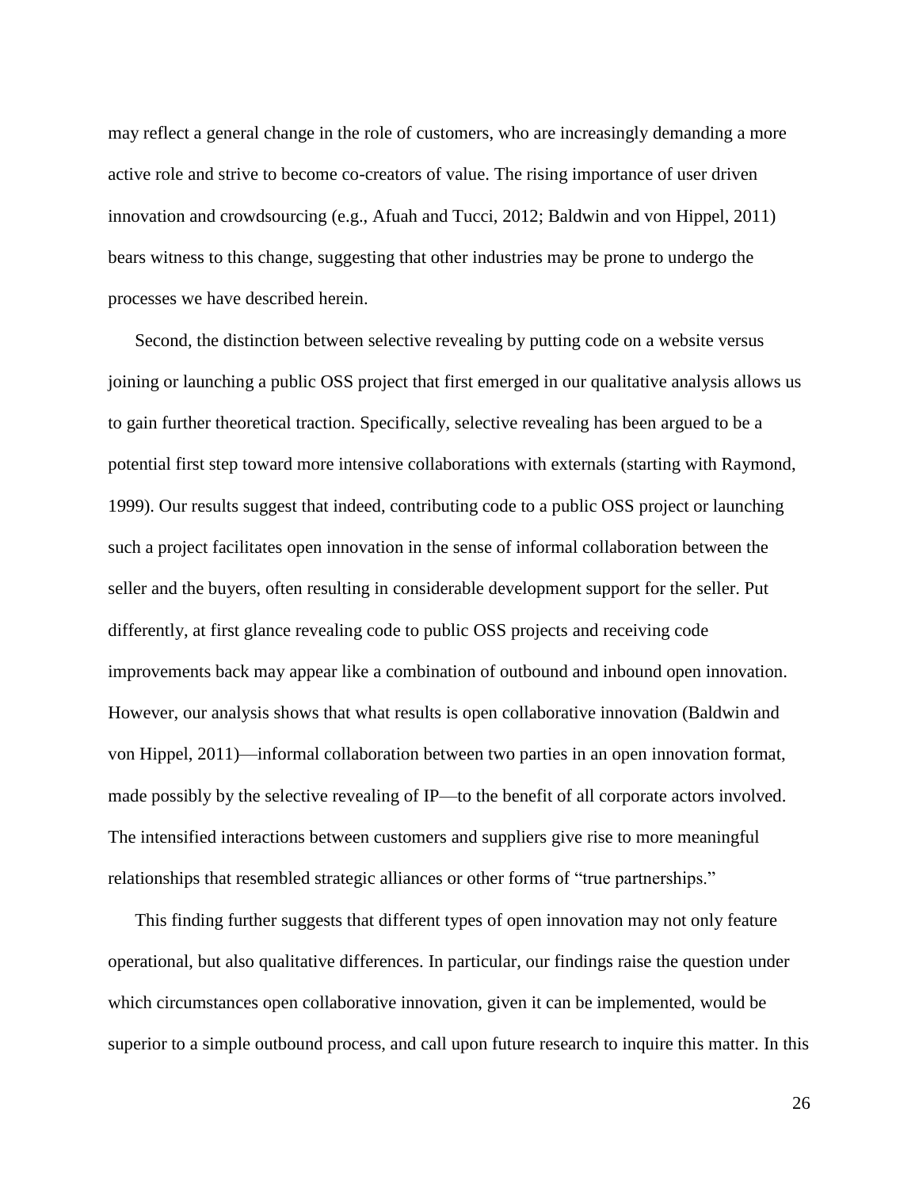may reflect a general change in the role of customers, who are increasingly demanding a more active role and strive to become co-creators of value. The rising importance of user driven innovation and crowdsourcing (e.g., Afuah and Tucci, 2012; Baldwin and von Hippel, 2011) bears witness to this change, suggesting that other industries may be prone to undergo the processes we have described herein.

Second, the distinction between selective revealing by putting code on a website versus joining or launching a public OSS project that first emerged in our qualitative analysis allows us to gain further theoretical traction. Specifically, selective revealing has been argued to be a potential first step toward more intensive collaborations with externals (starting with Raymond, 1999). Our results suggest that indeed, contributing code to a public OSS project or launching such a project facilitates open innovation in the sense of informal collaboration between the seller and the buyers, often resulting in considerable development support for the seller. Put differently, at first glance revealing code to public OSS projects and receiving code improvements back may appear like a combination of outbound and inbound open innovation. However, our analysis shows that what results is open collaborative innovation (Baldwin and von Hippel, 2011)—informal collaboration between two parties in an open innovation format, made possibly by the selective revealing of IP—to the benefit of all corporate actors involved. The intensified interactions between customers and suppliers give rise to more meaningful relationships that resembled strategic alliances or other forms of "true partnerships."

This finding further suggests that different types of open innovation may not only feature operational, but also qualitative differences. In particular, our findings raise the question under which circumstances open collaborative innovation, given it can be implemented, would be superior to a simple outbound process, and call upon future research to inquire this matter. In this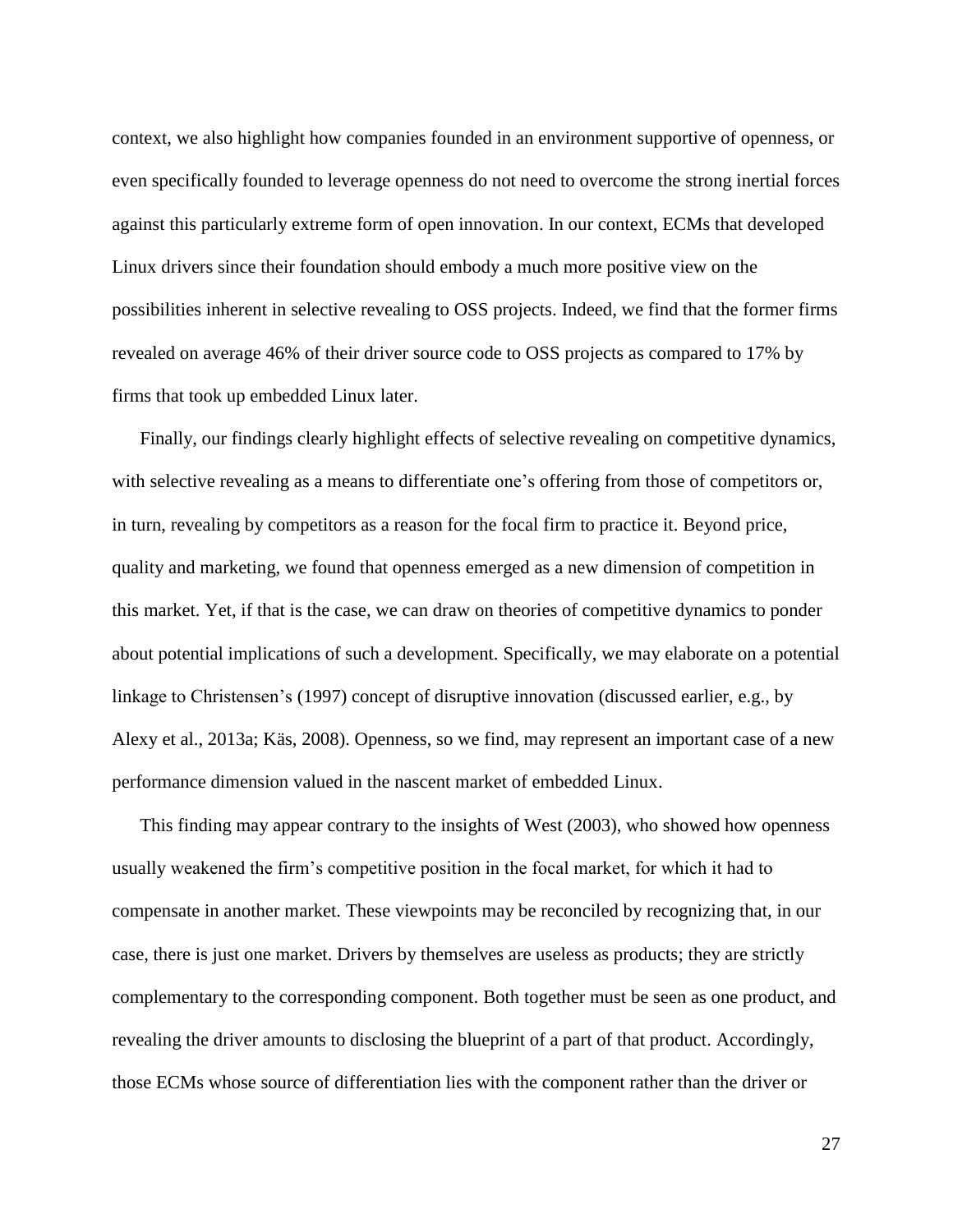context, we also highlight how companies founded in an environment supportive of openness, or even specifically founded to leverage openness do not need to overcome the strong inertial forces against this particularly extreme form of open innovation. In our context, ECMs that developed Linux drivers since their foundation should embody a much more positive view on the possibilities inherent in selective revealing to OSS projects. Indeed, we find that the former firms revealed on average 46% of their driver source code to OSS projects as compared to 17% by firms that took up embedded Linux later.

Finally, our findings clearly highlight effects of selective revealing on competitive dynamics, with selective revealing as a means to differentiate one's offering from those of competitors or, in turn, revealing by competitors as a reason for the focal firm to practice it. Beyond price, quality and marketing, we found that openness emerged as a new dimension of competition in this market. Yet, if that is the case, we can draw on theories of competitive dynamics to ponder about potential implications of such a development. Specifically, we may elaborate on a potential linkage to Christensen's (1997) concept of disruptive innovation (discussed earlier, e.g., by Alexy et al., 2013a; Käs, 2008). Openness, so we find, may represent an important case of a new performance dimension valued in the nascent market of embedded Linux.

This finding may appear contrary to the insights of West (2003), who showed how openness usually weakened the firm's competitive position in the focal market, for which it had to compensate in another market. These viewpoints may be reconciled by recognizing that, in our case, there is just one market. Drivers by themselves are useless as products; they are strictly complementary to the corresponding component. Both together must be seen as one product, and revealing the driver amounts to disclosing the blueprint of a part of that product. Accordingly, those ECMs whose source of differentiation lies with the component rather than the driver or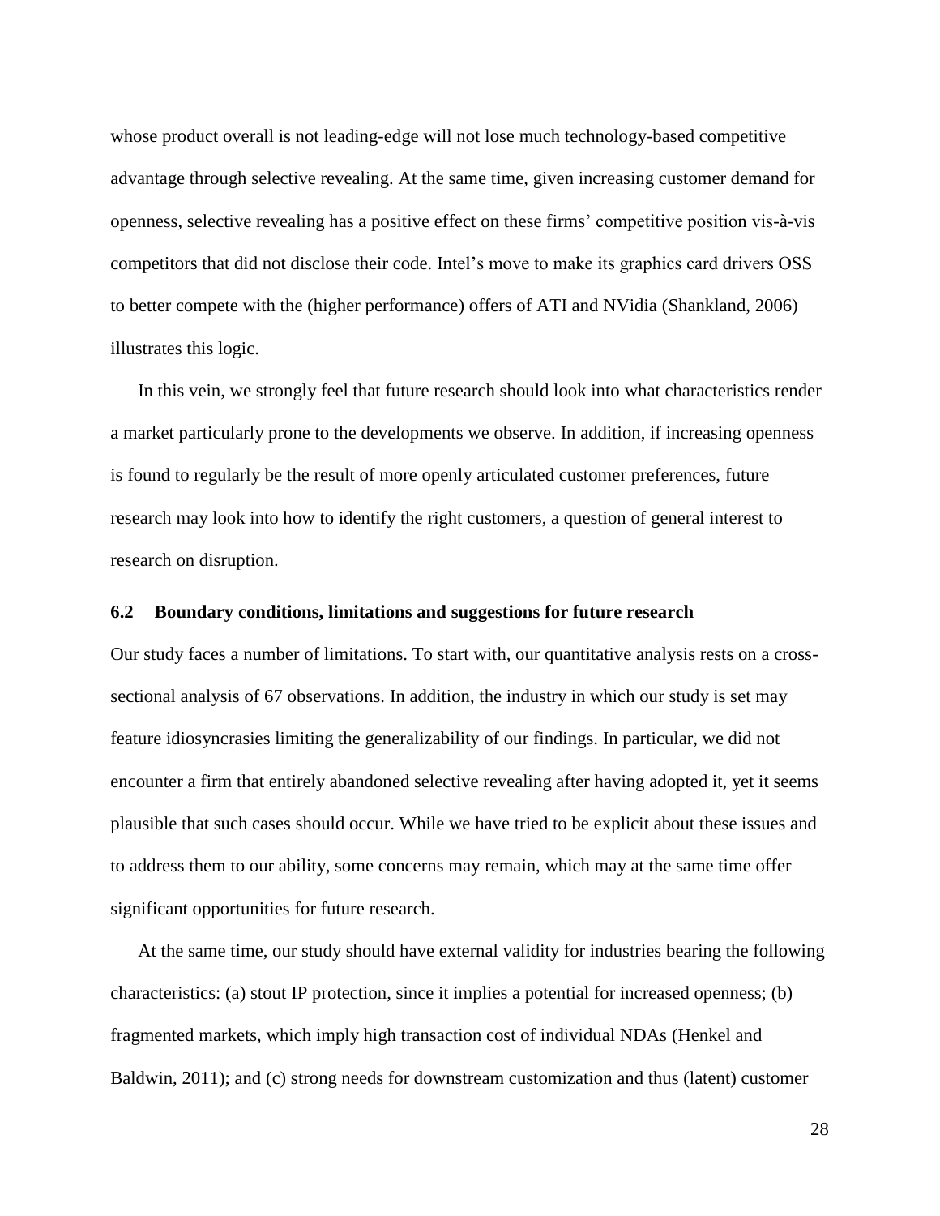whose product overall is not leading-edge will not lose much technology-based competitive advantage through selective revealing. At the same time, given increasing customer demand for openness, selective revealing has a positive effect on these firms' competitive position vis-à-vis competitors that did not disclose their code. Intel's move to make its graphics card drivers OSS to better compete with the (higher performance) offers of ATI and NVidia (Shankland, 2006) illustrates this logic.

In this vein, we strongly feel that future research should look into what characteristics render a market particularly prone to the developments we observe. In addition, if increasing openness is found to regularly be the result of more openly articulated customer preferences, future research may look into how to identify the right customers, a question of general interest to research on disruption.

### 6.2 Boundary conditions, limitations and suggestions for future research

Our study faces a number of limitations. To start with, our quantitative analysis rests on a cross-sectional analysis of 67 observations. In addition, the industry in which our study is set may feature idiosyncrasies limiting the generalizability of our findings. In particular, we did not encounter a firm that entirely abandoned selective revealing after having adopted it, yet it seems plausible that such cases should occur. While we have tried to be explicit about these issues and to address them to our ability, some concerns may remain, which may at the same time offer significant opportunities for future research.

At the same time, our study should have external validity for industries bearing the following characteristics: (a) stout IP protection, since it implies a potential for increased openness; (b) fragmented markets, which imply high transaction cost of individual NDAs (Henkel and Baldwin, 2011); and (c) strong needs for downstream customization and thus (latent) customer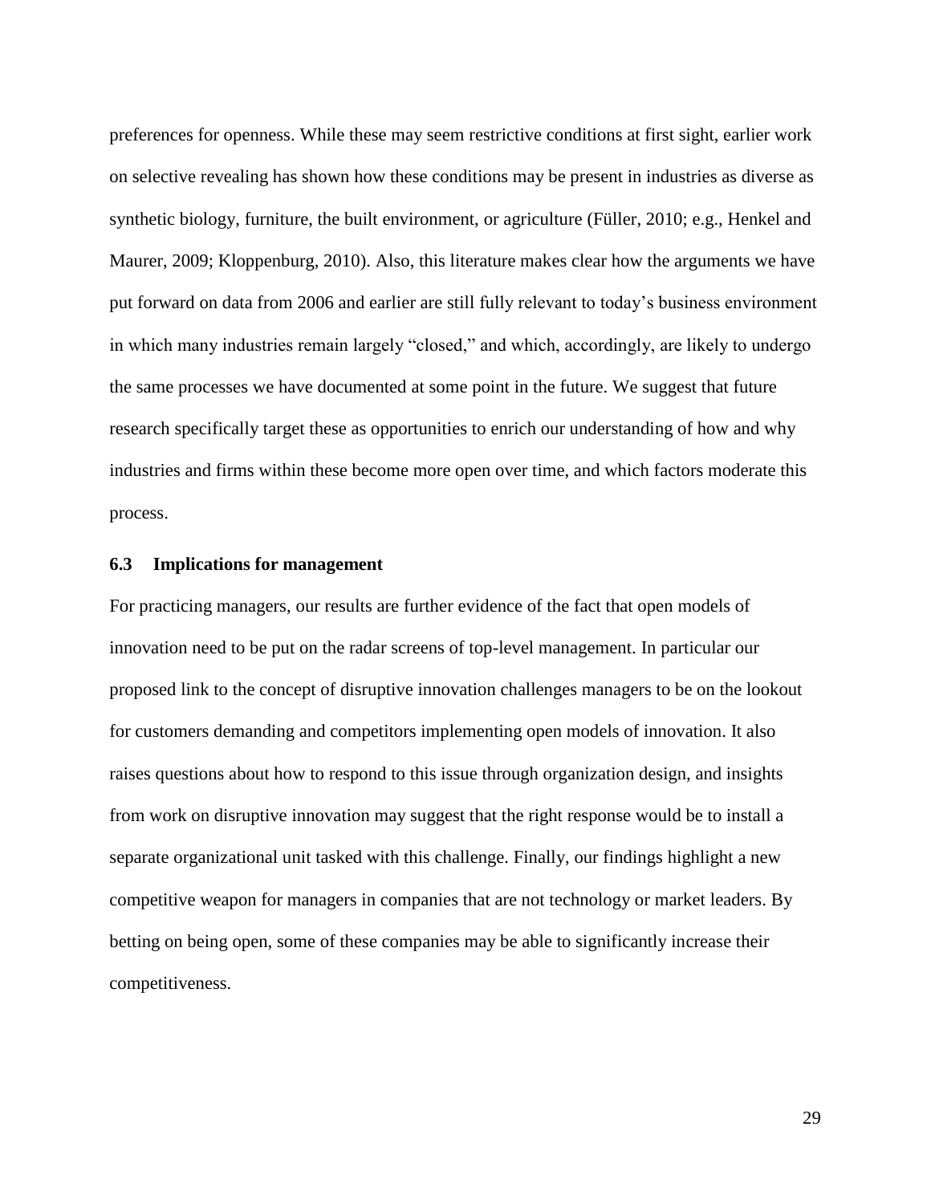preferences for openness. While these may seem restrictive conditions at first sight, earlier work on selective revealing has shown how these conditions may be present in industries as diverse as synthetic biology, furniture, the built environment, or agriculture (Füller, 2010; e.g., Henkel and Maurer, 2009; Kloppenburg, 2010). Also, this literature makes clear how the arguments we have put forward on data from 2006 and earlier are still fully relevant to today's business environment in which many industries remain largely "closed," and which, accordingly, are likely to undergo the same processes we have documented at some point in the future. We suggest that future research specifically target these as opportunities to enrich our understanding of how and why industries and firms within these become more open over time, and which factors moderate this process.

### 6.3 Implications for management

For practicing managers, our results are further evidence of the fact that open models of innovation need to be put on the radar screens of top-level management. In particular our proposed link to the concept of disruptive innovation challenges managers to be on the lookout for customers demanding and competitors implementing open models of innovation. It also raises questions about how to respond to this issue through organization design, and insights from work on disruptive innovation may suggest that the right response would be to install a separate organizational unit tasked with this challenge. Finally, our findings highlight a new competitive weapon for managers in companies that are not technology or market leaders. By betting on being open, some of these companies may be able to significantly increase their competitiveness.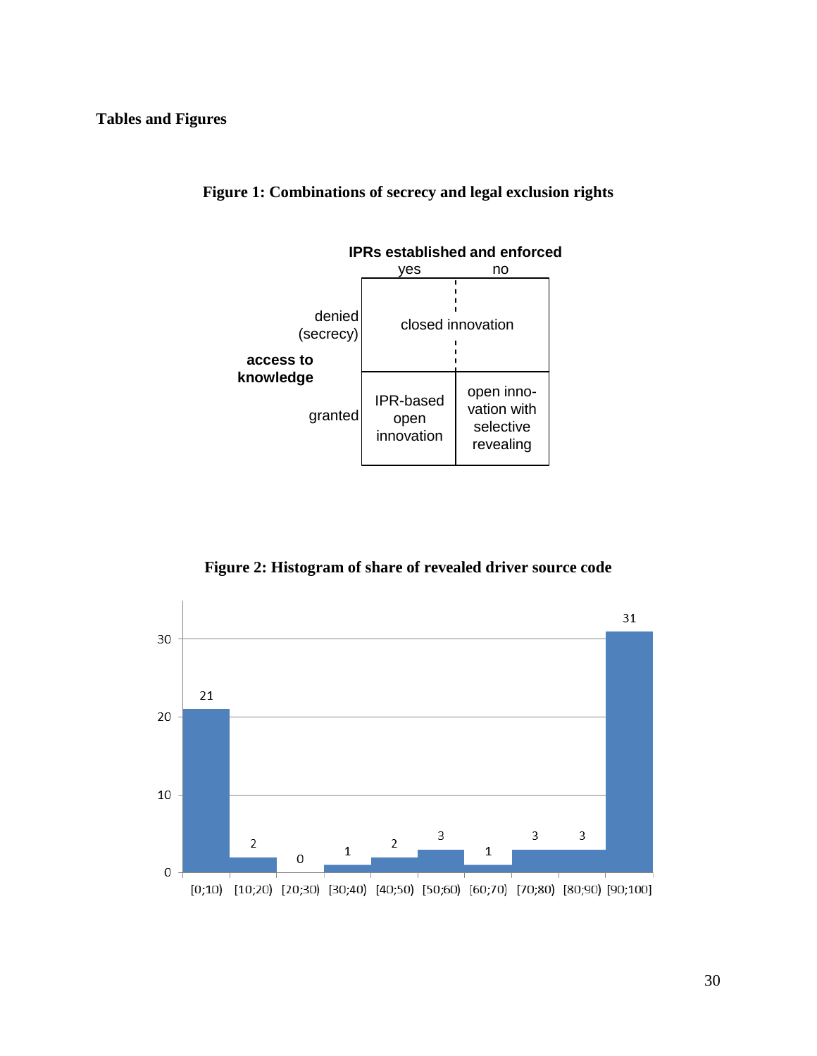**Tables and Figures**

**Figure 1: Combinations of secrecy and legal exclusion rights**

| | | **IPRs established and enforced** | |
|---|---|---|---|
| | | yes | no |
| **access to knowledge** | denied (secrecy) | closed innovation | |
| | granted | IPR-based open innovation | open innovation with selective revealing |

**Figure 2: Histogram of share of revealed driver source code**

| Share | Count |
|---|---|
| [0;10) | 21 |
| [10;20) | 2 |
| [20;30) | 0 |
| [30;40) | 1 |
| [40;50) | 2 |
| [50;60) | 3 |
| [60;70) | 1 |
| [70;80) | 3 |
| [80;90) | 3 |
| [90;100] | 31 |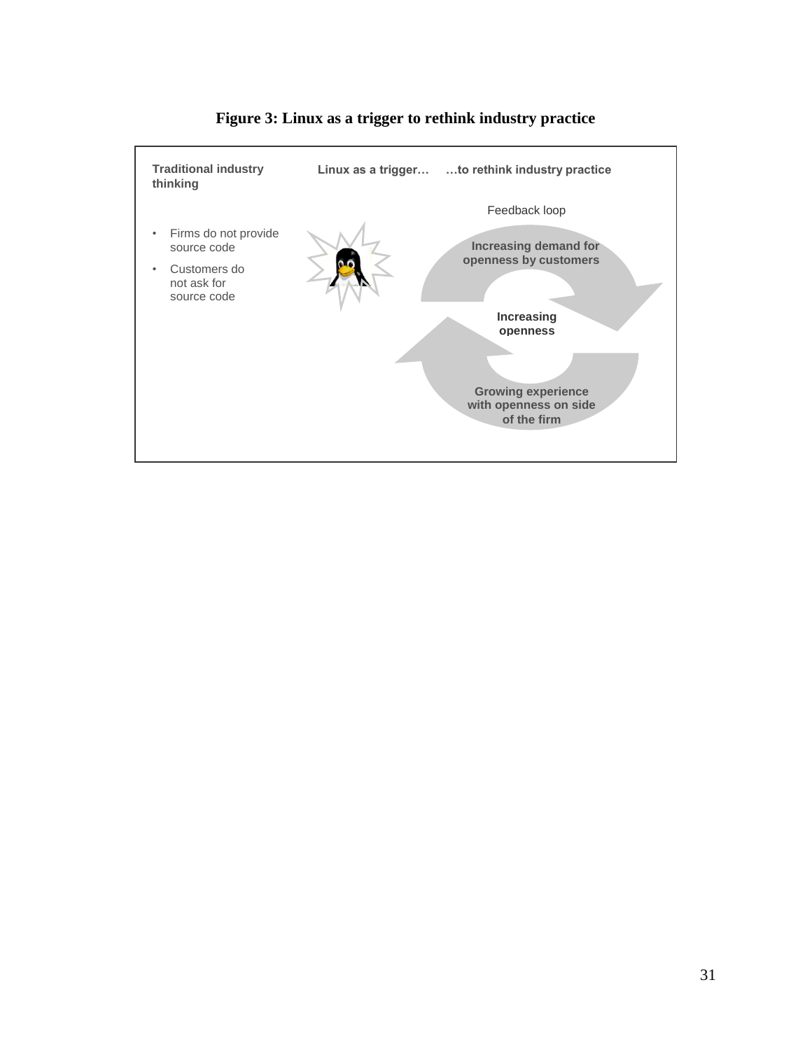**Figure 3: Linux as a trigger to rethink industry practice**

**Traditional industry thinking**

- Firms do not provide source code
- Customers do not ask for source code

**Linux as a trigger…**

**…to rethink industry practice**

Feedback loop

**Increasing demand for openness by customers**

**Increasing openness**

**Growing experience with openness on side of the firm**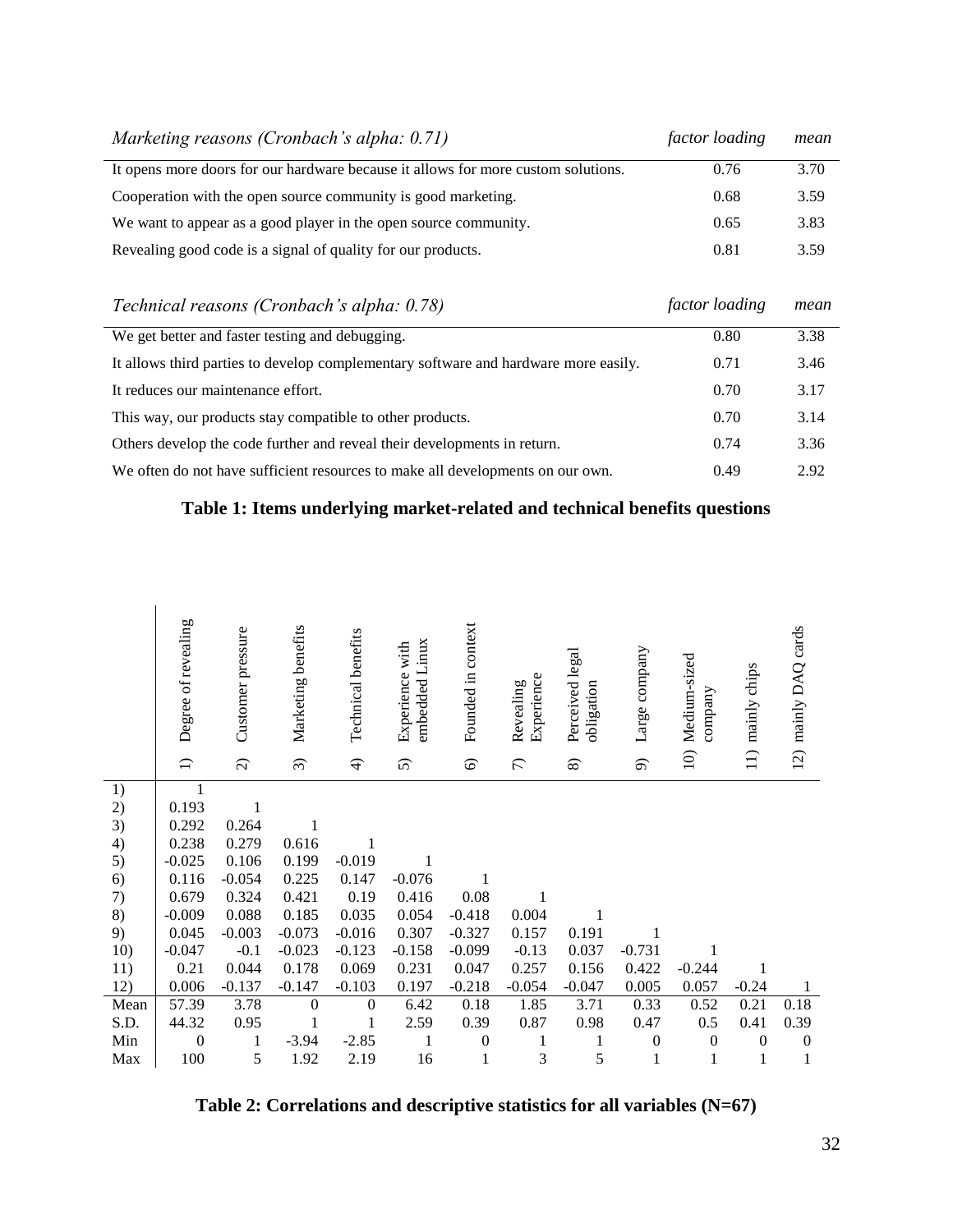| *Marketing reasons (Cronbach's alpha: 0.71)* | *factor loading* | *mean* |
|---|---|---|
| It opens more doors for our hardware because it allows for more custom solutions. | 0.76 | 3.70 |
| Cooperation with the open source community is good marketing. | 0.68 | 3.59 |
| We want to appear as a good player in the open source community. | 0.65 | 3.83 |
| Revealing good code is a signal of quality for our products. | 0.81 | 3.59 |

| *Technical reasons (Cronbach's alpha: 0.78)* | *factor loading* | *mean* |
|---|---|---|
| We get better and faster testing and debugging. | 0.80 | 3.38 |
| It allows third parties to develop complementary software and hardware more easily. | 0.71 | 3.46 |
| It reduces our maintenance effort. | 0.70 | 3.17 |
| This way, our products stay compatible to other products. | 0.70 | 3.14 |
| Others develop the code further and reveal their developments in return. | 0.74 | 3.36 |
| We often do not have sufficient resources to make all developments on our own. | 0.49 | 2.92 |

**Table 1: Items underlying market-related and technical benefits questions**

| | 1) Degree of revealing | 2) Customer pressure | 3) Marketing benefits | 4) Technical benefits | 5) Experience with embedded Linux | 6) Founded in context | 7) Revealing Experience | 8) Perceived legal obligation | 9) Large company | 10) Medium-sized company | 11) mainly chips | 12) mainly DAQ cards |
|---|---|---|---|---|---|---|---|---|---|---|---|---|
| 1) | 1 | | | | | | | | | | | |
| 2) | 0.193 | 1 | | | | | | | | | | |
| 3) | 0.292 | 0.264 | 1 | | | | | | | | | |
| 4) | 0.238 | 0.279 | 0.616 | 1 | | | | | | | | |
| 5) | -0.025 | 0.106 | 0.199 | -0.019 | 1 | | | | | | | |
| 6) | 0.116 | -0.054 | 0.225 | 0.147 | -0.076 | 1 | | | | | | |
| 7) | 0.679 | 0.324 | 0.421 | 0.19 | 0.416 | 0.08 | 1 | | | | | |
| 8) | -0.009 | 0.088 | 0.185 | 0.035 | 0.054 | -0.418 | 0.004 | 1 | | | | |
| 9) | 0.045 | -0.003 | -0.073 | -0.016 | 0.307 | -0.327 | 0.157 | 0.191 | 1 | | | |
| 10) | -0.047 | -0.1 | -0.023 | -0.123 | -0.158 | -0.099 | -0.13 | 0.037 | -0.731 | 1 | | |
| 11) | 0.21 | 0.044 | 0.178 | 0.069 | 0.231 | 0.047 | 0.257 | 0.156 | 0.422 | -0.244 | 1 | |
| 12) | 0.006 | -0.137 | -0.147 | -0.103 | 0.197 | -0.218 | -0.054 | -0.047 | 0.005 | 0.057 | -0.24 | 1 |
| Mean | 57.39 | 3.78 | 0 | 0 | 6.42 | 0.18 | 1.85 | 3.71 | 0.33 | 0.52 | 0.21 | 0.18 |
| S.D. | 44.32 | 0.95 | 1 | 1 | 2.59 | 0.39 | 0.87 | 0.98 | 0.47 | 0.5 | 0.41 | 0.39 |
| Min | 0 | 1 | -3.94 | -2.85 | 1 | 0 | 1 | 1 | 0 | 0 | 0 | 0 |
| Max | 100 | 5 | 1.92 | 2.19 | 16 | 1 | 3 | 5 | 1 | 1 | 1 | 1 |

**Table 2: Correlations and descriptive statistics for all variables (N=67)**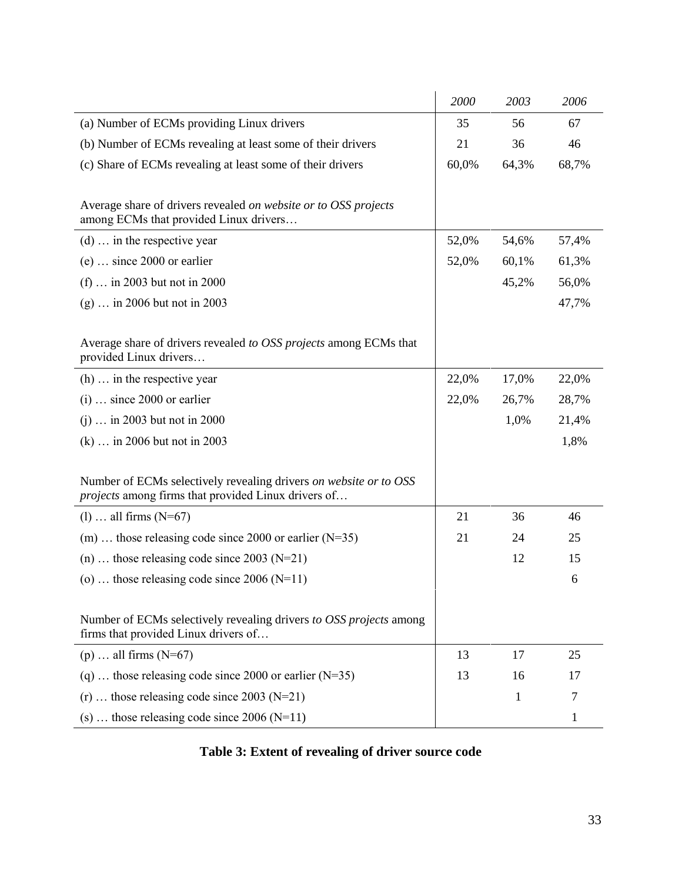| | *2000* | *2003* | *2006* |
|---|---|---|---|
| (a) Number of ECMs providing Linux drivers | 35 | 56 | 67 |
| (b) Number of ECMs revealing at least some of their drivers | 21 | 36 | 46 |
| (c) Share of ECMs revealing at least some of their drivers | 60,0% | 64,3% | 68,7% |
| | | | |
| Average share of drivers revealed *on website or to OSS projects* among ECMs that provided Linux drivers… | | | |
| (d) … in the respective year | 52,0% | 54,6% | 57,4% |
| (e) … since 2000 or earlier | 52,0% | 60,1% | 61,3% |
| (f) … in 2003 but not in 2000 | | 45,2% | 56,0% |
| (g) … in 2006 but not in 2003 | | | 47,7% |
| | | | |
| Average share of drivers revealed *to OSS projects* among ECMs that provided Linux drivers… | | | |
| (h) … in the respective year | 22,0% | 17,0% | 22,0% |
| (i) … since 2000 or earlier | 22,0% | 26,7% | 28,7% |
| (j) … in 2003 but not in 2000 | | 1,0% | 21,4% |
| (k) … in 2006 but not in 2003 | | | 1,8% |
| | | | |
| Number of ECMs selectively revealing drivers *on website or to OSS projects* among firms that provided Linux drivers of… | | | |
| (l) … all firms (N=67) | 21 | 36 | 46 |
| (m) … those releasing code since 2000 or earlier (N=35) | 21 | 24 | 25 |
| (n) … those releasing code since 2003 (N=21) | | 12 | 15 |
| (o) … those releasing code since 2006 (N=11) | | | 6 |
| | | | |
| Number of ECMs selectively revealing drivers *to OSS projects* among firms that provided Linux drivers of… | | | |
| (p) … all firms (N=67) | 13 | 17 | 25 |
| (q) … those releasing code since 2000 or earlier (N=35) | 13 | 16 | 17 |
| (r) … those releasing code since 2003 (N=21) | | 1 | 7 |
| (s) … those releasing code since 2006 (N=11) | | | 1 |

**Table 3: Extent of revealing of driver source code**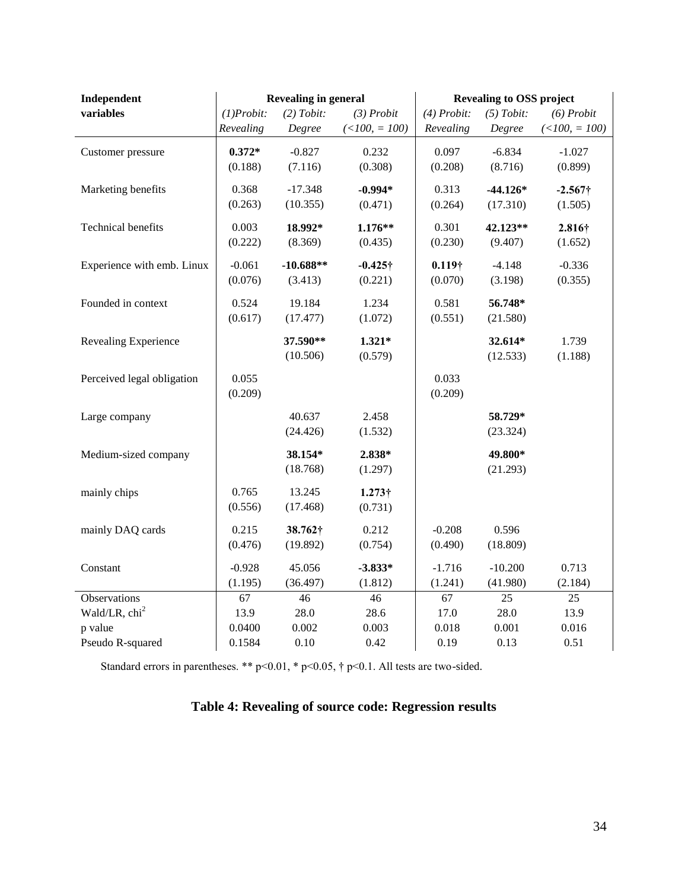| Independent variables | Revealing in general | | | Revealing to OSS project | | |
|---|---|---|---|---|---|---|
| | *(1)Probit: Revealing* | *(2) Tobit: Degree* | *(3) Probit (<100, = 100)* | *(4) Probit: Revealing* | *(5) Tobit: Degree* | *(6) Probit (<100, = 100)* |
| Customer pressure | **0.372*** | -0.827 | 0.232 | 0.097 | -6.834 | -1.027 |
| | (0.188) | (7.116) | (0.308) | (0.208) | (8.716) | (0.899) |
| Marketing benefits | 0.368 | -17.348 | **-0.994*** | 0.313 | **-44.126*** | **-2.567†** |
| | (0.263) | (10.355) | (0.471) | (0.264) | (17.310) | (1.505) |
| Technical benefits | 0.003 | **18.992*** | **1.176**** | 0.301 | **42.123**** | **2.816†** |
| | (0.222) | (8.369) | (0.435) | (0.230) | (9.407) | (1.652) |
| Experience with emb. Linux | -0.061 | **-10.688**** | **-0.425†** | **0.119†** | -4.148 | -0.336 |
| | (0.076) | (3.413) | (0.221) | (0.070) | (3.198) | (0.355) |
| Founded in context | 0.524 | 19.184 | 1.234 | 0.581 | **56.748*** | |
| | (0.617) | (17.477) | (1.072) | (0.551) | (21.580) | |
| Revealing Experience | | **37.590**** | **1.321*** | | **32.614*** | 1.739 |
| | | (10.506) | (0.579) | | (12.533) | (1.188) |
| Perceived legal obligation | 0.055 | | | 0.033 | | |
| | (0.209) | | | (0.209) | | |
| Large company | | 40.637 | 2.458 | | **58.729*** | |
| | | (24.426) | (1.532) | | (23.324) | |
| Medium-sized company | | **38.154*** | **2.838*** | | **49.800*** | |
| | | (18.768) | (1.297) | | (21.293) | |
| mainly chips | 0.765 | 13.245 | **1.273†** | | | |
| | (0.556) | (17.468) | (0.731) | | | |
| mainly DAQ cards | 0.215 | **38.762†** | 0.212 | -0.208 | 0.596 | |
| | (0.476) | (19.892) | (0.754) | (0.490) | (18.809) | |
| Constant | -0.928 | 45.056 | **-3.833*** | -1.716 | -10.200 | 0.713 |
| | (1.195) | (36.497) | (1.812) | (1.241) | (41.980) | (2.184) |
| Observations | 67 | 46 | 46 | 67 | 25 | 25 |
| Wald/LR, $chi^2$ | 13.9 | 28.0 | 28.6 | 17.0 | 28.0 | 13.9 |
| p value | 0.0400 | 0.002 | 0.003 | 0.018 | 0.001 | 0.016 |
| Pseudo R-squared | 0.1584 | 0.10 | 0.42 | 0.19 | 0.13 | 0.51 |

Standard errors in parentheses. ** p<0.01, * p<0.05, † p<0.1. All tests are two-sided.

## Table 4: Revealing of source code: Regression results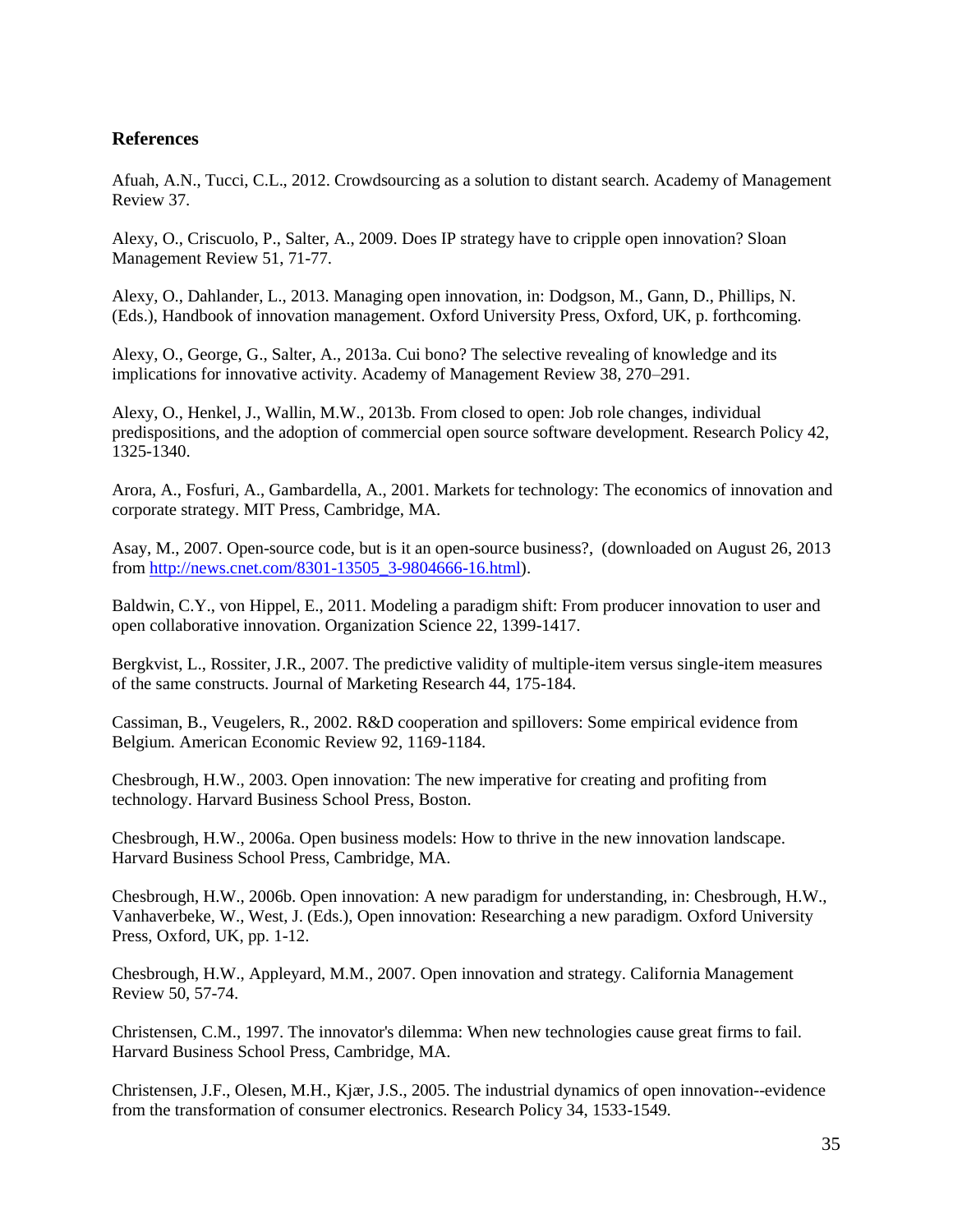## References

Afuah, A.N., Tucci, C.L., 2012. Crowdsourcing as a solution to distant search. Academy of Management Review 37.

Alexy, O., Criscuolo, P., Salter, A., 2009. Does IP strategy have to cripple open innovation? Sloan Management Review 51, 71-77.

Alexy, O., Dahlander, L., 2013. Managing open innovation, in: Dodgson, M., Gann, D., Phillips, N. (Eds.), Handbook of innovation management. Oxford University Press, Oxford, UK, p. forthcoming.

Alexy, O., George, G., Salter, A., 2013a. Cui bono? The selective revealing of knowledge and its implications for innovative activity. Academy of Management Review 38, 270–291.

Alexy, O., Henkel, J., Wallin, M.W., 2013b. From closed to open: Job role changes, individual predispositions, and the adoption of commercial open source software development. Research Policy 42, 1325-1340.

Arora, A., Fosfuri, A., Gambardella, A., 2001. Markets for technology: The economics of innovation and corporate strategy. MIT Press, Cambridge, MA.

Asay, M., 2007. Open-source code, but is it an open-source business?, (downloaded on August 26, 2013 from http://news.cnet.com/8301-13505_3-9804666-16.html).

Baldwin, C.Y., von Hippel, E., 2011. Modeling a paradigm shift: From producer innovation to user and open collaborative innovation. Organization Science 22, 1399-1417.

Bergkvist, L., Rossiter, J.R., 2007. The predictive validity of multiple-item versus single-item measures of the same constructs. Journal of Marketing Research 44, 175-184.

Cassiman, B., Veugelers, R., 2002. R&D cooperation and spillovers: Some empirical evidence from Belgium. American Economic Review 92, 1169-1184.

Chesbrough, H.W., 2003. Open innovation: The new imperative for creating and profiting from technology. Harvard Business School Press, Boston.

Chesbrough, H.W., 2006a. Open business models: How to thrive in the new innovation landscape. Harvard Business School Press, Cambridge, MA.

Chesbrough, H.W., 2006b. Open innovation: A new paradigm for understanding, in: Chesbrough, H.W., Vanhaverbeke, W., West, J. (Eds.), Open innovation: Researching a new paradigm. Oxford University Press, Oxford, UK, pp. 1-12.

Chesbrough, H.W., Appleyard, M.M., 2007. Open innovation and strategy. California Management Review 50, 57-74.

Christensen, C.M., 1997. The innovator's dilemma: When new technologies cause great firms to fail. Harvard Business School Press, Cambridge, MA.

Christensen, J.F., Olesen, M.H., Kjær, J.S., 2005. The industrial dynamics of open innovation--evidence from the transformation of consumer electronics. Research Policy 34, 1533-1549.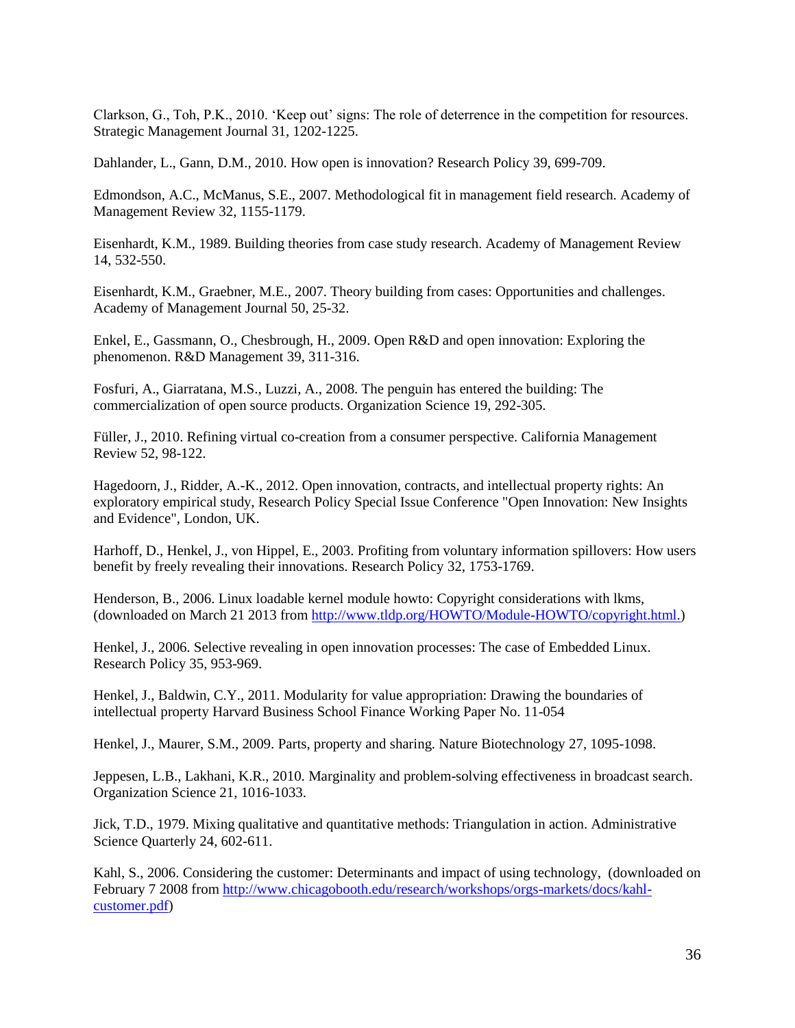Clarkson, G., Toh, P.K., 2010. 'Keep out' signs: The role of deterrence in the competition for resources. Strategic Management Journal 31, 1202-1225.

Dahlander, L., Gann, D.M., 2010. How open is innovation? Research Policy 39, 699-709.

Edmondson, A.C., McManus, S.E., 2007. Methodological fit in management field research. Academy of Management Review 32, 1155-1179.

Eisenhardt, K.M., 1989. Building theories from case study research. Academy of Management Review 14, 532-550.

Eisenhardt, K.M., Graebner, M.E., 2007. Theory building from cases: Opportunities and challenges. Academy of Management Journal 50, 25-32.

Enkel, E., Gassmann, O., Chesbrough, H., 2009. Open R&D and open innovation: Exploring the phenomenon. R&D Management 39, 311-316.

Fosfuri, A., Giarratana, M.S., Luzzi, A., 2008. The penguin has entered the building: The commercialization of open source products. Organization Science 19, 292-305.

Füller, J., 2010. Refining virtual co-creation from a consumer perspective. California Management Review 52, 98-122.

Hagedoorn, J., Ridder, A.-K., 2012. Open innovation, contracts, and intellectual property rights: An exploratory empirical study, Research Policy Special Issue Conference "Open Innovation: New Insights and Evidence", London, UK.

Harhoff, D., Henkel, J., von Hippel, E., 2003. Profiting from voluntary information spillovers: How users benefit by freely revealing their innovations. Research Policy 32, 1753-1769.

Henderson, B., 2006. Linux loadable kernel module howto: Copyright considerations with lkms, (downloaded on March 21 2013 from http://www.tldp.org/HOWTO/Module-HOWTO/copyright.html.)

Henkel, J., 2006. Selective revealing in open innovation processes: The case of Embedded Linux. Research Policy 35, 953-969.

Henkel, J., Baldwin, C.Y., 2011. Modularity for value appropriation: Drawing the boundaries of intellectual property Harvard Business School Finance Working Paper No. 11-054

Henkel, J., Maurer, S.M., 2009. Parts, property and sharing. Nature Biotechnology 27, 1095-1098.

Jeppesen, L.B., Lakhani, K.R., 2010. Marginality and problem-solving effectiveness in broadcast search. Organization Science 21, 1016-1033.

Jick, T.D., 1979. Mixing qualitative and quantitative methods: Triangulation in action. Administrative Science Quarterly 24, 602-611.

Kahl, S., 2006. Considering the customer: Determinants and impact of using technology, (downloaded on February 7 2008 from http://www.chicagobooth.edu/research/workshops/orgs-markets/docs/kahl-customer.pdf)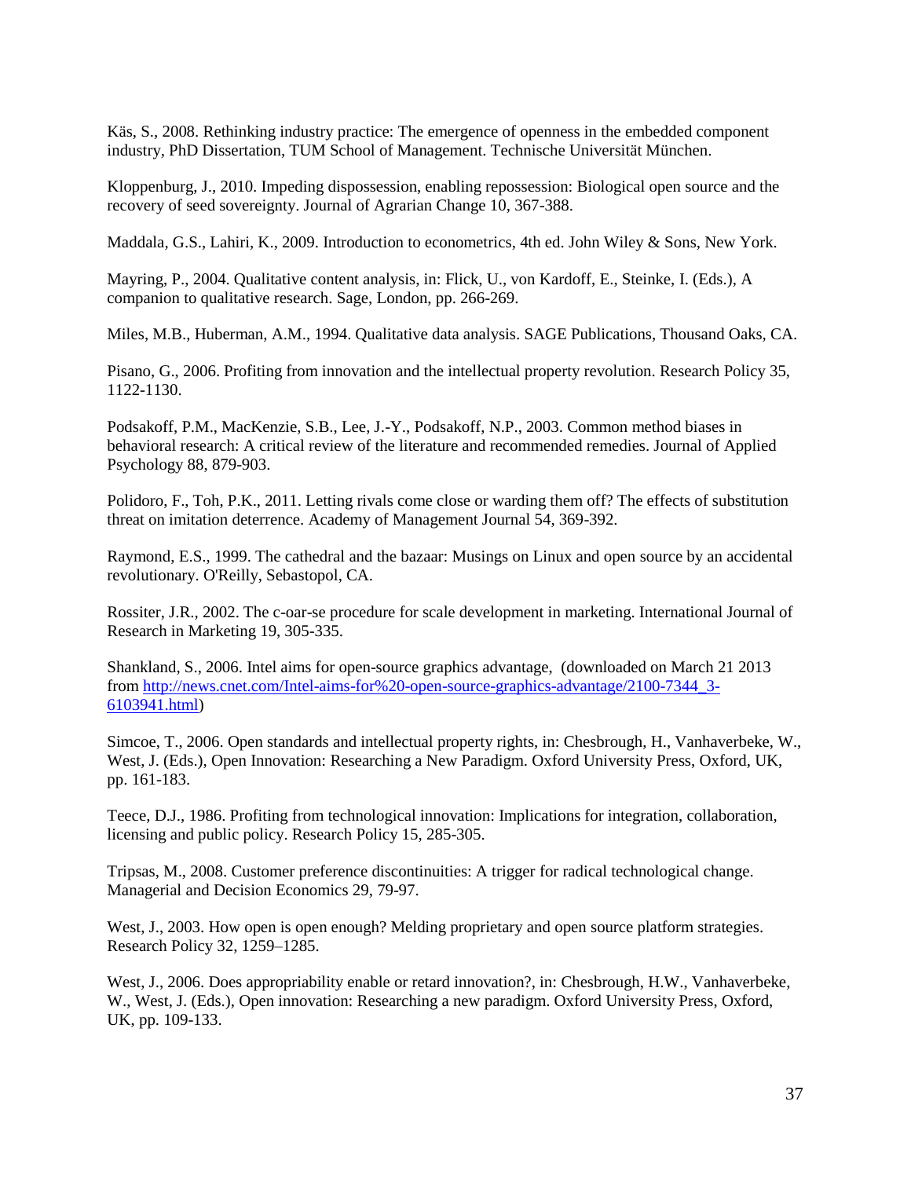Käs, S., 2008. Rethinking industry practice: The emergence of openness in the embedded component industry, PhD Dissertation, TUM School of Management. Technische Universität München.

Kloppenburg, J., 2010. Impeding dispossession, enabling repossession: Biological open source and the recovery of seed sovereignty. Journal of Agrarian Change 10, 367-388.

Maddala, G.S., Lahiri, K., 2009. Introduction to econometrics, 4th ed. John Wiley & Sons, New York.

Mayring, P., 2004. Qualitative content analysis, in: Flick, U., von Kardoff, E., Steinke, I. (Eds.), A companion to qualitative research. Sage, London, pp. 266-269.

Miles, M.B., Huberman, A.M., 1994. Qualitative data analysis. SAGE Publications, Thousand Oaks, CA.

Pisano, G., 2006. Profiting from innovation and the intellectual property revolution. Research Policy 35, 1122-1130.

Podsakoff, P.M., MacKenzie, S.B., Lee, J.-Y., Podsakoff, N.P., 2003. Common method biases in behavioral research: A critical review of the literature and recommended remedies. Journal of Applied Psychology 88, 879-903.

Polidoro, F., Toh, P.K., 2011. Letting rivals come close or warding them off? The effects of substitution threat on imitation deterrence. Academy of Management Journal 54, 369-392.

Raymond, E.S., 1999. The cathedral and the bazaar: Musings on Linux and open source by an accidental revolutionary. O'Reilly, Sebastopol, CA.

Rossiter, J.R., 2002. The c-oar-se procedure for scale development in marketing. International Journal of Research in Marketing 19, 305-335.

Shankland, S., 2006. Intel aims for open-source graphics advantage, (downloaded on March 21 2013 from http://news.cnet.com/Intel-aims-for%20-open-source-graphics-advantage/2100-7344_3-6103941.html)

Simcoe, T., 2006. Open standards and intellectual property rights, in: Chesbrough, H., Vanhaverbeke, W., West, J. (Eds.), Open Innovation: Researching a New Paradigm. Oxford University Press, Oxford, UK, pp. 161-183.

Teece, D.J., 1986. Profiting from technological innovation: Implications for integration, collaboration, licensing and public policy. Research Policy 15, 285-305.

Tripsas, M., 2008. Customer preference discontinuities: A trigger for radical technological change. Managerial and Decision Economics 29, 79-97.

West, J., 2003. How open is open enough? Melding proprietary and open source platform strategies. Research Policy 32, 1259–1285.

West, J., 2006. Does appropriability enable or retard innovation?, in: Chesbrough, H.W., Vanhaverbeke, W., West, J. (Eds.), Open innovation: Researching a new paradigm. Oxford University Press, Oxford, UK, pp. 109-133.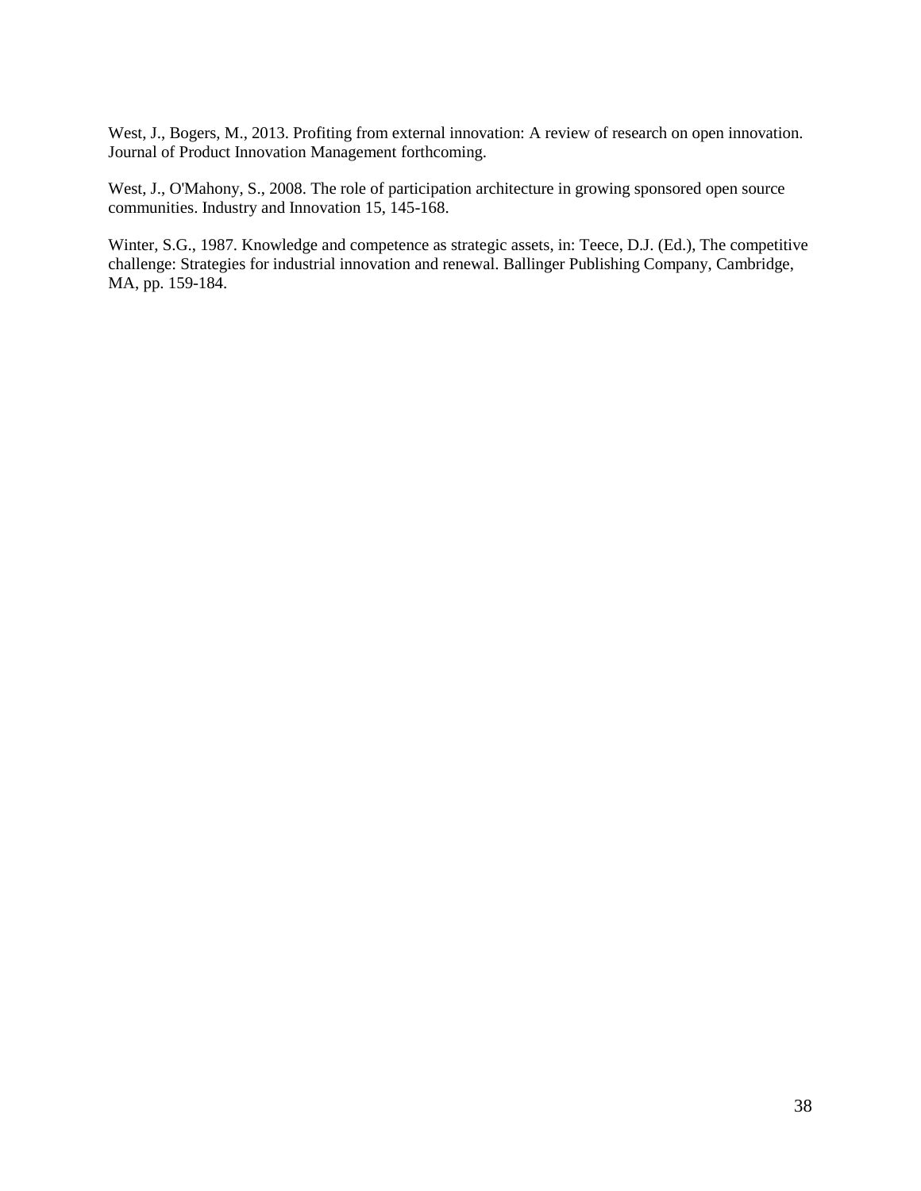West, J., Bogers, M., 2013. Profiting from external innovation: A review of research on open innovation. Journal of Product Innovation Management forthcoming.

West, J., O'Mahony, S., 2008. The role of participation architecture in growing sponsored open source communities. Industry and Innovation 15, 145-168.

Winter, S.G., 1987. Knowledge and competence as strategic assets, in: Teece, D.J. (Ed.), The competitive challenge: Strategies for industrial innovation and renewal. Ballinger Publishing Company, Cambridge, MA, pp. 159-184.